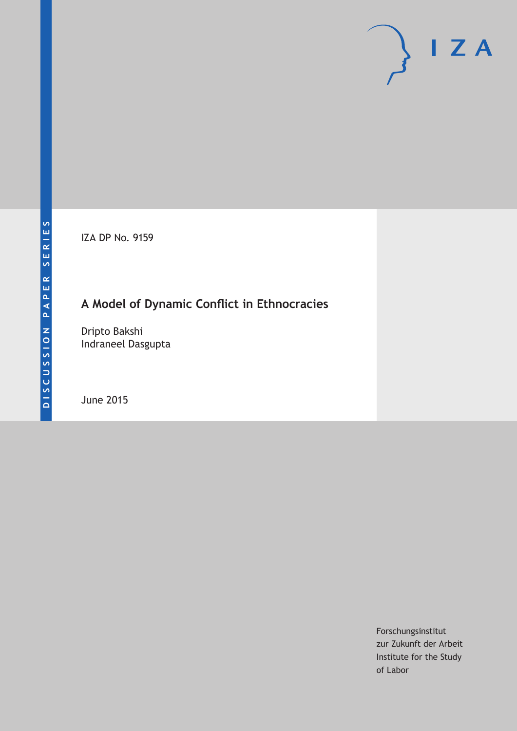DISCUSSION PAPER SERIES

IZA DP No. 9159

# A Model of Dynamic Conflict in Ethnocracies

Dripto Bakshi
Indraneel Dasgupta

June 2015

Forschungsinstitut
zur Zukunft der Arbeit
Institute for the Study
of Labor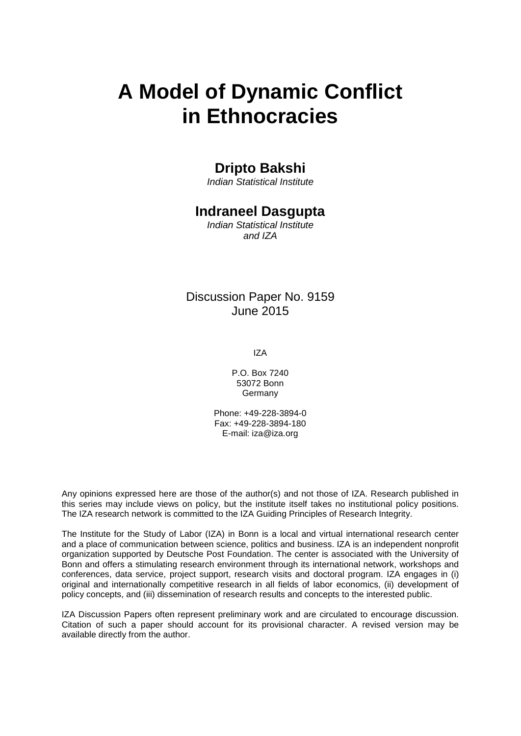# A Model of Dynamic Conflict in Ethnocracies

**Dripto Bakshi**

*Indian Statistical Institute*

**Indraneel Dasgupta**

*Indian Statistical Institute and IZA*

Discussion Paper No. 9159
June 2015

IZA

P.O. Box 7240
53072 Bonn
Germany

Phone: +49-228-3894-0
Fax: +49-228-3894-180
E-mail: iza@iza.org

Any opinions expressed here are those of the author(s) and not those of IZA. Research published in this series may include views on policy, but the institute itself takes no institutional policy positions. The IZA research network is committed to the IZA Guiding Principles of Research Integrity.

The Institute for the Study of Labor (IZA) in Bonn is a local and virtual international research center and a place of communication between science, politics and business. IZA is an independent nonprofit organization supported by Deutsche Post Foundation. The center is associated with the University of Bonn and offers a stimulating research environment through its international network, workshops and conferences, data service, project support, research visits and doctoral program. IZA engages in (i) original and internationally competitive research in all fields of labor economics, (ii) development of policy concepts, and (iii) dissemination of research results and concepts to the interested public.

IZA Discussion Papers often represent preliminary work and are circulated to encourage discussion. Citation of such a paper should account for its provisional character. A revised version may be available directly from the author.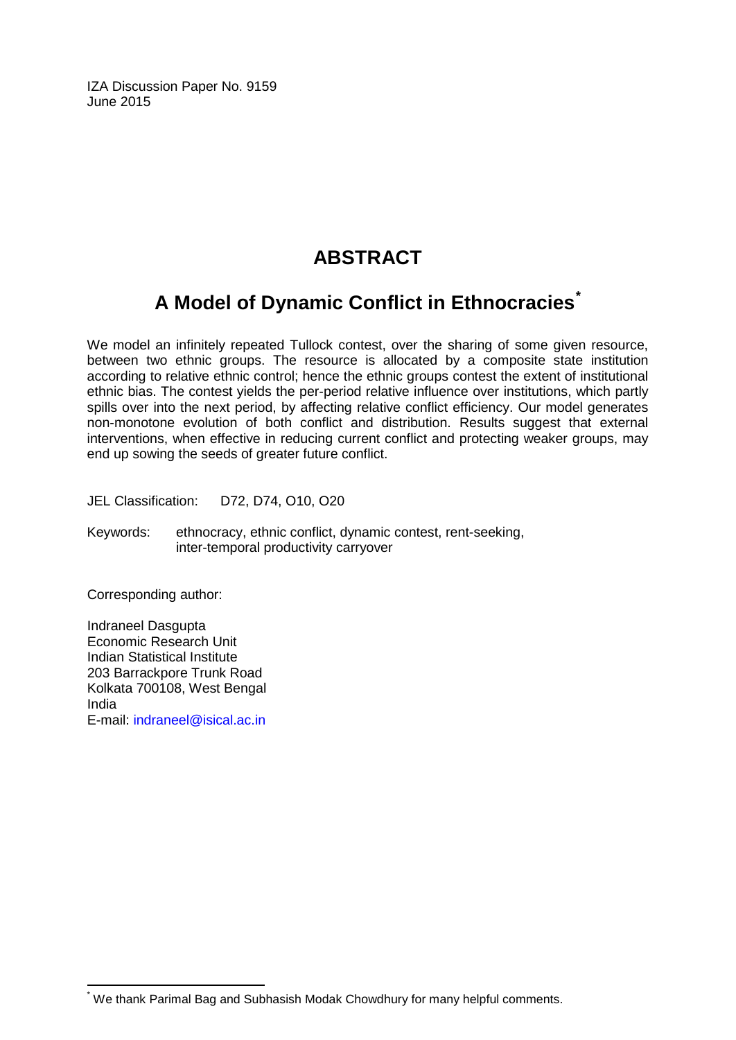IZA Discussion Paper No. 9159
June 2015

# ABSTRACT

## A Model of Dynamic Conflict in Ethnocracies*

We model an infinitely repeated Tullock contest, over the sharing of some given resource, between two ethnic groups. The resource is allocated by a composite state institution according to relative ethnic control; hence the ethnic groups contest the extent of institutional ethnic bias. The contest yields the per-period relative influence over institutions, which partly spills over into the next period, by affecting relative conflict efficiency. Our model generates non-monotone evolution of both conflict and distribution. Results suggest that external interventions, when effective in reducing current conflict and protecting weaker groups, may end up sowing the seeds of greater future conflict.

JEL Classification: D72, D74, O10, O20

Keywords: ethnocracy, ethnic conflict, dynamic contest, rent-seeking, inter-temporal productivity carryover

Corresponding author:

Indraneel Dasgupta
Economic Research Unit
Indian Statistical Institute
203 Barrackpore Trunk Road
Kolkata 700108, West Bengal
India
E-mail: indraneel@isical.ac.in

---

* We thank Parimal Bag and Subhasish Modak Chowdhury for many helpful comments.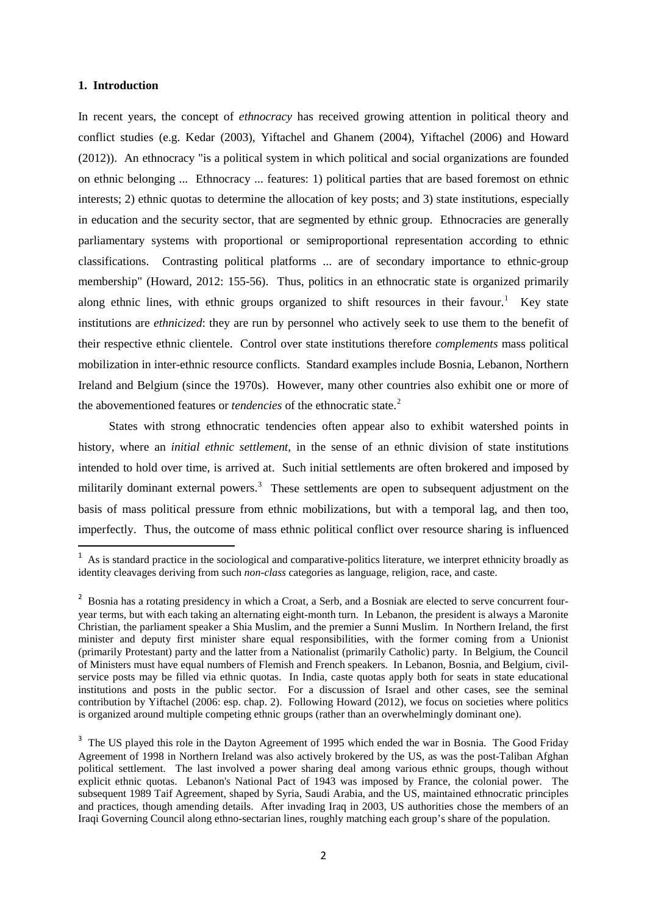### 1. Introduction

In recent years, the concept of *ethnocracy* has received growing attention in political theory and conflict studies (e.g. Kedar (2003), Yiftachel and Ghanem (2004), Yiftachel (2006) and Howard (2012)). An ethnocracy "is a political system in which political and social organizations are founded on ethnic belonging ... Ethnocracy ... features: 1) political parties that are based foremost on ethnic interests; 2) ethnic quotas to determine the allocation of key posts; and 3) state institutions, especially in education and the security sector, that are segmented by ethnic group. Ethnocracies are generally parliamentary systems with proportional or semiproportional representation according to ethnic classifications. Contrasting political platforms ... are of secondary importance to ethnic-group membership" (Howard, 2012: 155-56). Thus, politics in an ethnocratic state is organized primarily along ethnic lines, with ethnic groups organized to shift resources in their favour.[1] Key state institutions are *ethnicized*: they are run by personnel who actively seek to use them to the benefit of their respective ethnic clientele. Control over state institutions therefore *complements* mass political mobilization in inter-ethnic resource conflicts. Standard examples include Bosnia, Lebanon, Northern Ireland and Belgium (since the 1970s). However, many other countries also exhibit one or more of the abovementioned features or *tendencies* of the ethnocratic state.[2]

States with strong ethnocratic tendencies often appear also to exhibit watershed points in history, where an *initial ethnic settlement*, in the sense of an ethnic division of state institutions intended to hold over time, is arrived at. Such initial settlements are often brokered and imposed by militarily dominant external powers.[3] These settlements are open to subsequent adjustment on the basis of mass political pressure from ethnic mobilizations, but with a temporal lag, and then too, imperfectly. Thus, the outcome of mass ethnic political conflict over resource sharing is influenced

---

[1] As is standard practice in the sociological and comparative-politics literature, we interpret ethnicity broadly as identity cleavages deriving from such *non-class* categories as language, religion, race, and caste.

[2] Bosnia has a rotating presidency in which a Croat, a Serb, and a Bosniak are elected to serve concurrent four-year terms, but with each taking an alternating eight-month turn. In Lebanon, the president is always a Maronite Christian, the parliament speaker a Shia Muslim, and the premier a Sunni Muslim. In Northern Ireland, the first minister and deputy first minister share equal responsibilities, with the former coming from a Unionist (primarily Protestant) party and the latter from a Nationalist (primarily Catholic) party. In Belgium, the Council of Ministers must have equal numbers of Flemish and French speakers. In Lebanon, Bosnia, and Belgium, civil-service posts may be filled via ethnic quotas. In India, caste quotas apply both for seats in state educational institutions and posts in the public sector. For a discussion of Israel and other cases, see the seminal contribution by Yiftachel (2006: esp. chap. 2). Following Howard (2012), we focus on societies where politics is organized around multiple competing ethnic groups (rather than an overwhelmingly dominant one).

[3] The US played this role in the Dayton Agreement of 1995 which ended the war in Bosnia. The Good Friday Agreement of 1998 in Northern Ireland was also actively brokered by the US, as was the post-Taliban Afghan political settlement. The last involved a power sharing deal among various ethnic groups, though without explicit ethnic quotas. Lebanon's National Pact of 1943 was imposed by France, the colonial power. The subsequent 1989 Taif Agreement, shaped by Syria, Saudi Arabia, and the US, maintained ethnocratic principles and practices, though amending details. After invading Iraq in 2003, US authorities chose the members of an Iraqi Governing Council along ethno-sectarian lines, roughly matching each group's share of the population.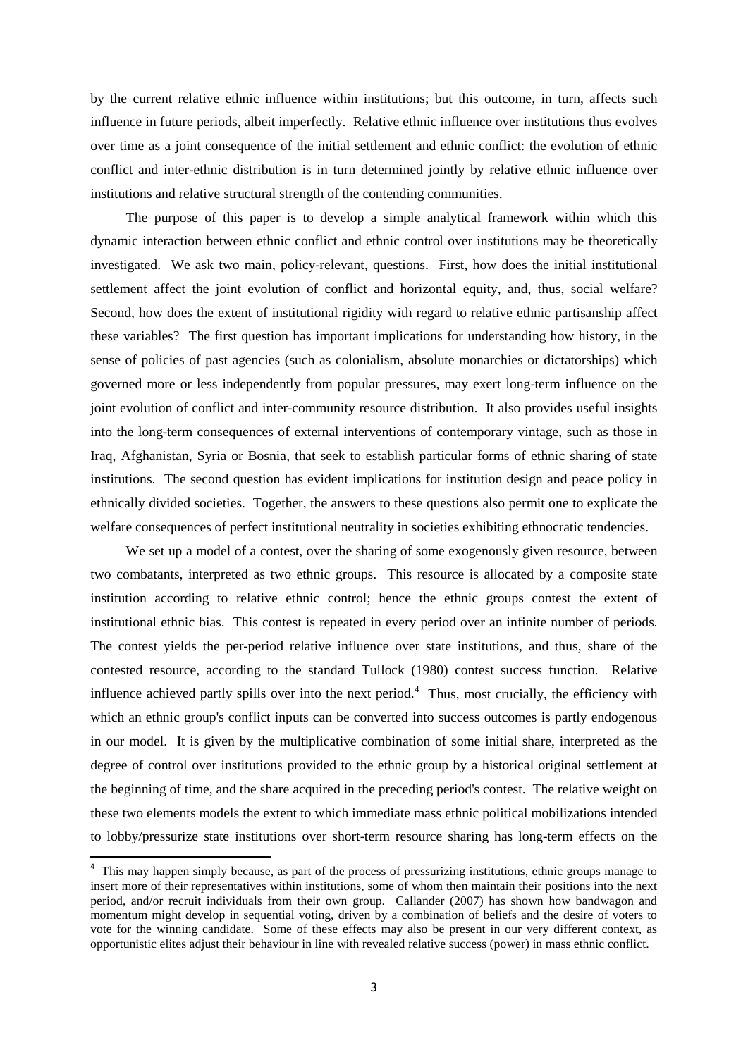by the current relative ethnic influence within institutions; but this outcome, in turn, affects such influence in future periods, albeit imperfectly. Relative ethnic influence over institutions thus evolves over time as a joint consequence of the initial settlement and ethnic conflict: the evolution of ethnic conflict and inter-ethnic distribution is in turn determined jointly by relative ethnic influence over institutions and relative structural strength of the contending communities.

The purpose of this paper is to develop a simple analytical framework within which this dynamic interaction between ethnic conflict and ethnic control over institutions may be theoretically investigated. We ask two main, policy-relevant, questions. First, how does the initial institutional settlement affect the joint evolution of conflict and horizontal equity, and, thus, social welfare? Second, how does the extent of institutional rigidity with regard to relative ethnic partisanship affect these variables? The first question has important implications for understanding how history, in the sense of policies of past agencies (such as colonialism, absolute monarchies or dictatorships) which governed more or less independently from popular pressures, may exert long-term influence on the joint evolution of conflict and inter-community resource distribution. It also provides useful insights into the long-term consequences of external interventions of contemporary vintage, such as those in Iraq, Afghanistan, Syria or Bosnia, that seek to establish particular forms of ethnic sharing of state institutions. The second question has evident implications for institution design and peace policy in ethnically divided societies. Together, the answers to these questions also permit one to explicate the welfare consequences of perfect institutional neutrality in societies exhibiting ethnocratic tendencies.

We set up a model of a contest, over the sharing of some exogenously given resource, between two combatants, interpreted as two ethnic groups. This resource is allocated by a composite state institution according to relative ethnic control; hence the ethnic groups contest the extent of institutional ethnic bias. This contest is repeated in every period over an infinite number of periods. The contest yields the per-period relative influence over state institutions, and thus, share of the contested resource, according to the standard Tullock (1980) contest success function. Relative influence achieved partly spills over into the next period.[4] Thus, most crucially, the efficiency with which an ethnic group's conflict inputs can be converted into success outcomes is partly endogenous in our model. It is given by the multiplicative combination of some initial share, interpreted as the degree of control over institutions provided to the ethnic group by a historical original settlement at the beginning of time, and the share acquired in the preceding period's contest. The relative weight on these two elements models the extent to which immediate mass ethnic political mobilizations intended to lobby/pressurize state institutions over short-term resource sharing has long-term effects on the

[4] This may happen simply because, as part of the process of pressurizing institutions, ethnic groups manage to insert more of their representatives within institutions, some of whom then maintain their positions into the next period, and/or recruit individuals from their own group. Callander (2007) has shown how bandwagon and momentum might develop in sequential voting, driven by a combination of beliefs and the desire of voters to vote for the winning candidate. Some of these effects may also be present in our very different context, as opportunistic elites adjust their behaviour in line with revealed relative success (power) in mass ethnic conflict.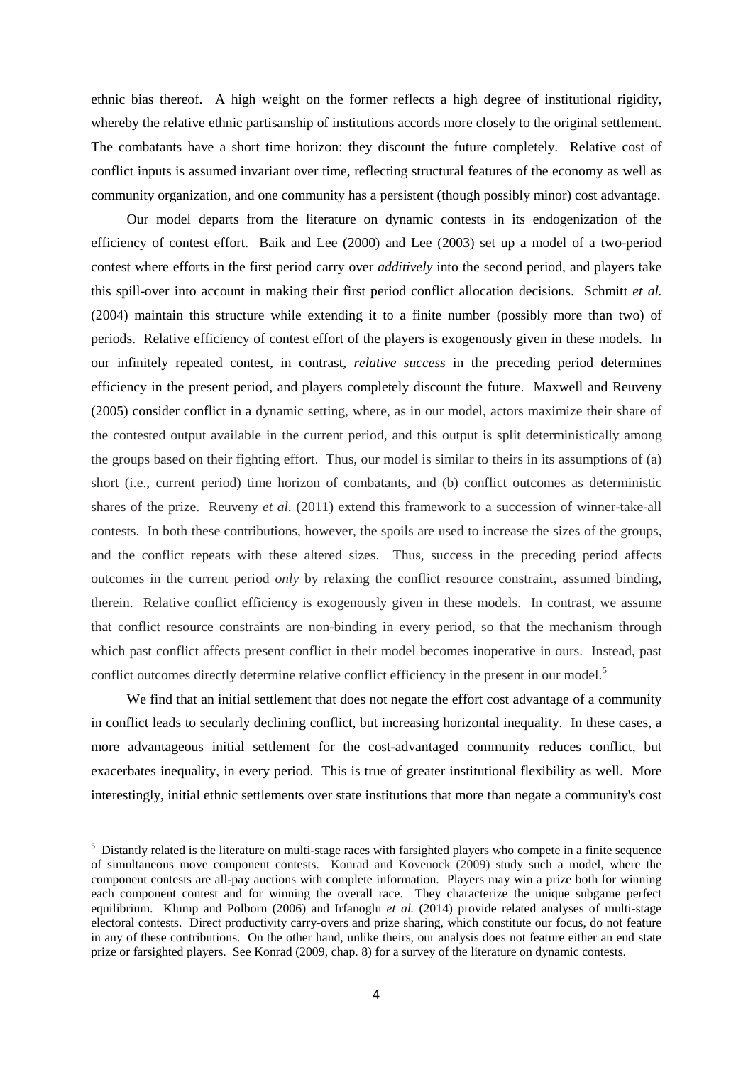ethnic bias thereof. A high weight on the former reflects a high degree of institutional rigidity, whereby the relative ethnic partisanship of institutions accords more closely to the original settlement. The combatants have a short time horizon: they discount the future completely. Relative cost of conflict inputs is assumed invariant over time, reflecting structural features of the economy as well as community organization, and one community has a persistent (though possibly minor) cost advantage.

Our model departs from the literature on dynamic contests in its endogenization of the efficiency of contest effort. Baik and Lee (2000) and Lee (2003) set up a model of a two-period contest where efforts in the first period carry over *additively* into the second period, and players take this spill-over into account in making their first period conflict allocation decisions. Schmitt *et al.* (2004) maintain this structure while extending it to a finite number (possibly more than two) of periods. Relative efficiency of contest effort of the players is exogenously given in these models. In our infinitely repeated contest, in contrast, *relative success* in the preceding period determines efficiency in the present period, and players completely discount the future. Maxwell and Reuveny (2005) consider conflict in a dynamic setting, where, as in our model, actors maximize their share of the contested output available in the current period, and this output is split deterministically among the groups based on their fighting effort. Thus, our model is similar to theirs in its assumptions of (a) short (i.e., current period) time horizon of combatants, and (b) conflict outcomes as deterministic shares of the prize. Reuveny *et al.* (2011) extend this framework to a succession of winner-take-all contests. In both these contributions, however, the spoils are used to increase the sizes of the groups, and the conflict repeats with these altered sizes. Thus, success in the preceding period affects outcomes in the current period *only* by relaxing the conflict resource constraint, assumed binding, therein. Relative conflict efficiency is exogenously given in these models. In contrast, we assume that conflict resource constraints are non-binding in every period, so that the mechanism through which past conflict affects present conflict in their model becomes inoperative in ours. Instead, past conflict outcomes directly determine relative conflict efficiency in the present in our model.[5]

We find that an initial settlement that does not negate the effort cost advantage of a community in conflict leads to secularly declining conflict, but increasing horizontal inequality. In these cases, a more advantageous initial settlement for the cost-advantaged community reduces conflict, but exacerbates inequality, in every period. This is true of greater institutional flexibility as well. More interestingly, initial ethnic settlements over state institutions that more than negate a community's cost

[5] Distantly related is the literature on multi-stage races with farsighted players who compete in a finite sequence of simultaneous move component contests. Konrad and Kovenock (2009) study such a model, where the component contests are all-pay auctions with complete information. Players may win a prize both for winning each component contest and for winning the overall race. They characterize the unique subgame perfect equilibrium. Klump and Polborn (2006) and Irfanoglu *et al.* (2014) provide related analyses of multi-stage electoral contests. Direct productivity carry-overs and prize sharing, which constitute our focus, do not feature in any of these contributions. On the other hand, unlike theirs, our analysis does not feature either an end state prize or farsighted players. See Konrad (2009, chap. 8) for a survey of the literature on dynamic contests.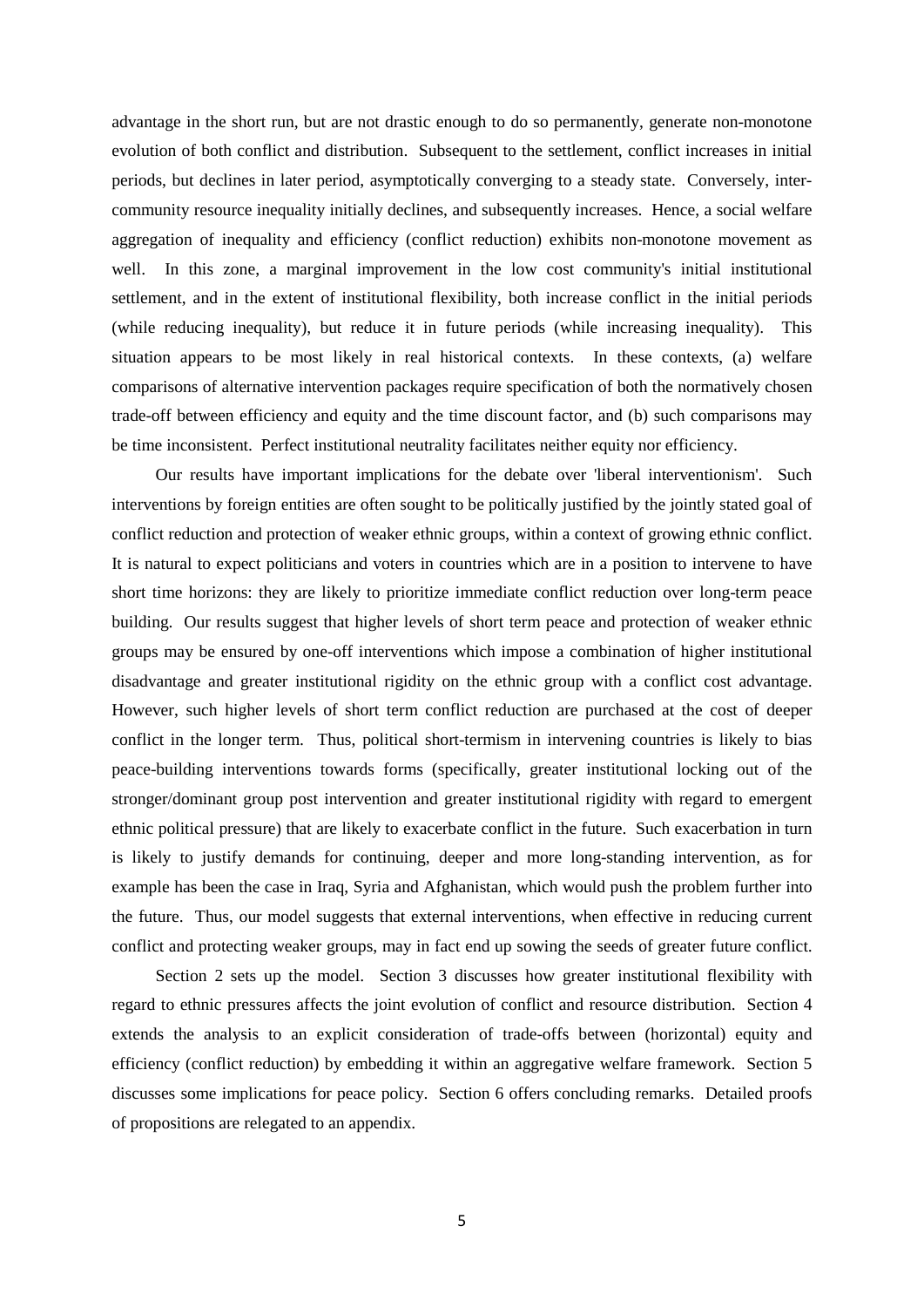advantage in the short run, but are not drastic enough to do so permanently, generate non-monotone evolution of both conflict and distribution. Subsequent to the settlement, conflict increases in initial periods, but declines in later period, asymptotically converging to a steady state. Conversely, inter-community resource inequality initially declines, and subsequently increases. Hence, a social welfare aggregation of inequality and efficiency (conflict reduction) exhibits non-monotone movement as well. In this zone, a marginal improvement in the low cost community's initial institutional settlement, and in the extent of institutional flexibility, both increase conflict in the initial periods (while reducing inequality), but reduce it in future periods (while increasing inequality). This situation appears to be most likely in real historical contexts. In these contexts, (a) welfare comparisons of alternative intervention packages require specification of both the normatively chosen trade-off between efficiency and equity and the time discount factor, and (b) such comparisons may be time inconsistent. Perfect institutional neutrality facilitates neither equity nor efficiency.

Our results have important implications for the debate over 'liberal interventionism'. Such interventions by foreign entities are often sought to be politically justified by the jointly stated goal of conflict reduction and protection of weaker ethnic groups, within a context of growing ethnic conflict. It is natural to expect politicians and voters in countries which are in a position to intervene to have short time horizons: they are likely to prioritize immediate conflict reduction over long-term peace building. Our results suggest that higher levels of short term peace and protection of weaker ethnic groups may be ensured by one-off interventions which impose a combination of higher institutional disadvantage and greater institutional rigidity on the ethnic group with a conflict cost advantage. However, such higher levels of short term conflict reduction are purchased at the cost of deeper conflict in the longer term. Thus, political short-termism in intervening countries is likely to bias peace-building interventions towards forms (specifically, greater institutional locking out of the stronger/dominant group post intervention and greater institutional rigidity with regard to emergent ethnic political pressure) that are likely to exacerbate conflict in the future. Such exacerbation in turn is likely to justify demands for continuing, deeper and more long-standing intervention, as for example has been the case in Iraq, Syria and Afghanistan, which would push the problem further into the future. Thus, our model suggests that external interventions, when effective in reducing current conflict and protecting weaker groups, may in fact end up sowing the seeds of greater future conflict.

Section 2 sets up the model. Section 3 discusses how greater institutional flexibility with regard to ethnic pressures affects the joint evolution of conflict and resource distribution. Section 4 extends the analysis to an explicit consideration of trade-offs between (horizontal) equity and efficiency (conflict reduction) by embedding it within an aggregative welfare framework. Section 5 discusses some implications for peace policy. Section 6 offers concluding remarks. Detailed proofs of propositions are relegated to an appendix.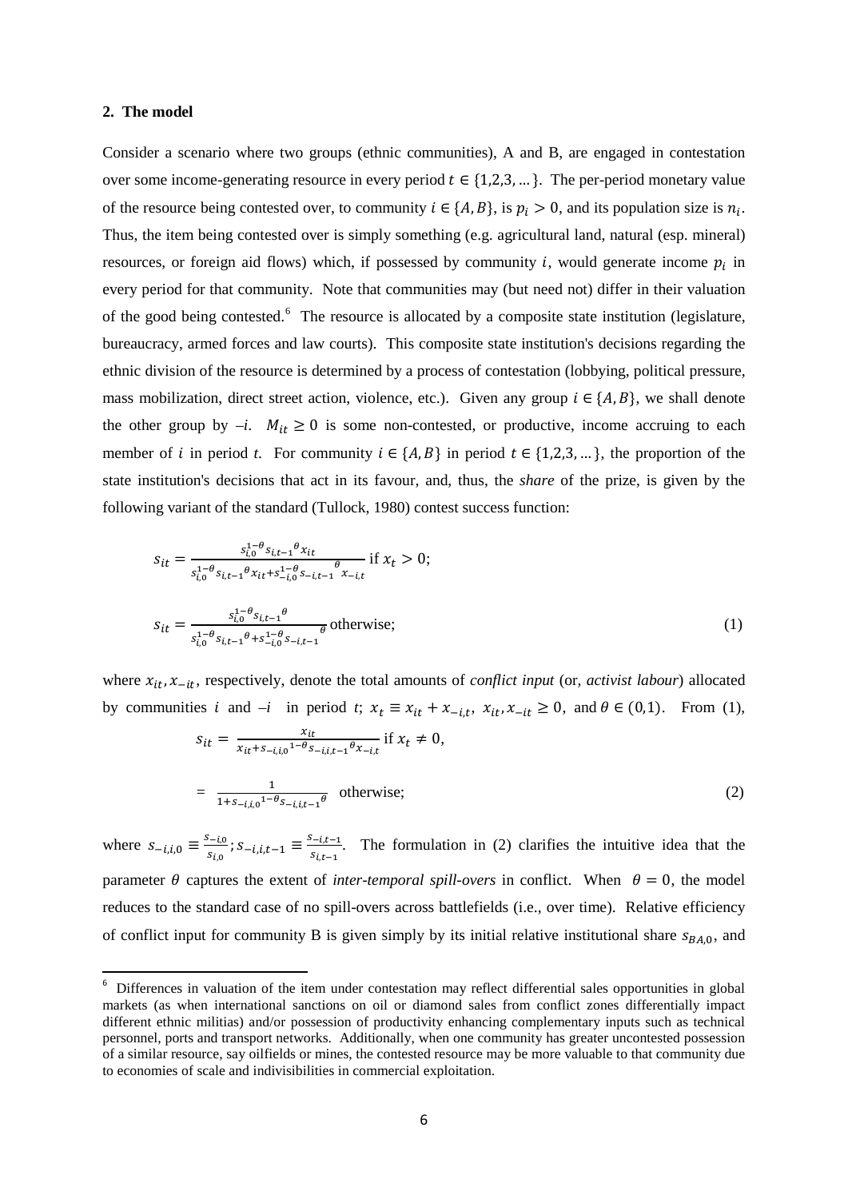## 2. The model

Consider a scenario where two groups (ethnic communities), A and B, are engaged in contestation over some income-generating resource in every period $t \in \{1,2,3,\dots\}$. The per-period monetary value of the resource being contested over, to community $i \in \{A, B\}$, is $p_i > 0$, and its population size is $n_i$. Thus, the item being contested over is simply something (e.g. agricultural land, natural (esp. mineral) resources, or foreign aid flows) which, if possessed by community $i$, would generate income $p_i$ in every period for that community. Note that communities may (but need not) differ in their valuation of the good being contested.[6] The resource is allocated by a composite state institution (legislature, bureaucracy, armed forces and law courts). This composite state institution's decisions regarding the ethnic division of the resource is determined by a process of contestation (lobbying, political pressure, mass mobilization, direct street action, violence, etc.). Given any group $i \in \{A, B\}$, we shall denote the other group by $-i$. $M_{it} \geq 0$ is some non-contested, or productive, income accruing to each member of $i$ in period $t$. For community $i \in \{A, B\}$ in period $t \in \{1,2,3,\dots\}$, the proportion of the state institution's decisions that act in its favour, and, thus, the *share* of the prize, is given by the following variant of the standard (Tullock, 1980) contest success function:

$$s_{it} = \frac{s_{i,0}^{1-\theta} s_{i,t-1}{}^{\theta} x_{it}}{s_{i,0}^{1-\theta} s_{i,t-1}{}^{\theta} x_{it} + s_{-i,0}^{1-\theta} s_{-i,t-1}{}^{\theta} x_{-i,t}} \text{ if } x_t > 0;$$

$$s_{it} = \frac{s_{i,0}^{1-\theta} s_{i,t-1}{}^{\theta}}{s_{i,0}^{1-\theta} s_{i,t-1}{}^{\theta} + s_{-i,0}^{1-\theta} s_{-i,t-1}{}^{\theta}} \text{ otherwise;} \tag{1}$$

where $x_{it}, x_{-it}$, respectively, denote the total amounts of *conflict input* (or, *activist labour*) allocated by communities $i$ and $-i$ in period $t$; $x_t \equiv x_{it} + x_{-i,t}$, $x_{it}, x_{-it} \geq 0$, and $\theta \in (0,1)$. From (1),

$$s_{it} = \frac{x_{it}}{x_{it} + s_{-i,i,0}{}^{1-\theta} s_{-i,i,t-1}{}^{\theta} x_{-i,t}} \text{ if } x_t \neq 0,$$

$$= \frac{1}{1 + s_{-i,i,0}{}^{1-\theta} s_{-i,i,t-1}{}^{\theta}} \quad \text{otherwise;} \tag{2}$$

where $s_{-i,i,0} \equiv \frac{s_{-i,0}}{s_{i,0}}$; $s_{-i,i,t-1} \equiv \frac{s_{-i,t-1}}{s_{i,t-1}}$. The formulation in (2) clarifies the intuitive idea that the parameter $\theta$ captures the extent of *inter-temporal spill-overs* in conflict. When $\theta = 0$, the model reduces to the standard case of no spill-overs across battlefields (i.e., over time). Relative efficiency of conflict input for community B is given simply by its initial relative institutional share $s_{BA,0}$, and

---

[6] Differences in valuation of the item under contestation may reflect differential sales opportunities in global markets (as when international sanctions on oil or diamond sales from conflict zones differentially impact different ethnic militias) and/or possession of productivity enhancing complementary inputs such as technical personnel, ports and transport networks. Additionally, when one community has greater uncontested possession of a similar resource, say oilfields or mines, the contested resource may be more valuable to that community due to economies of scale and indivisibilities in commercial exploitation.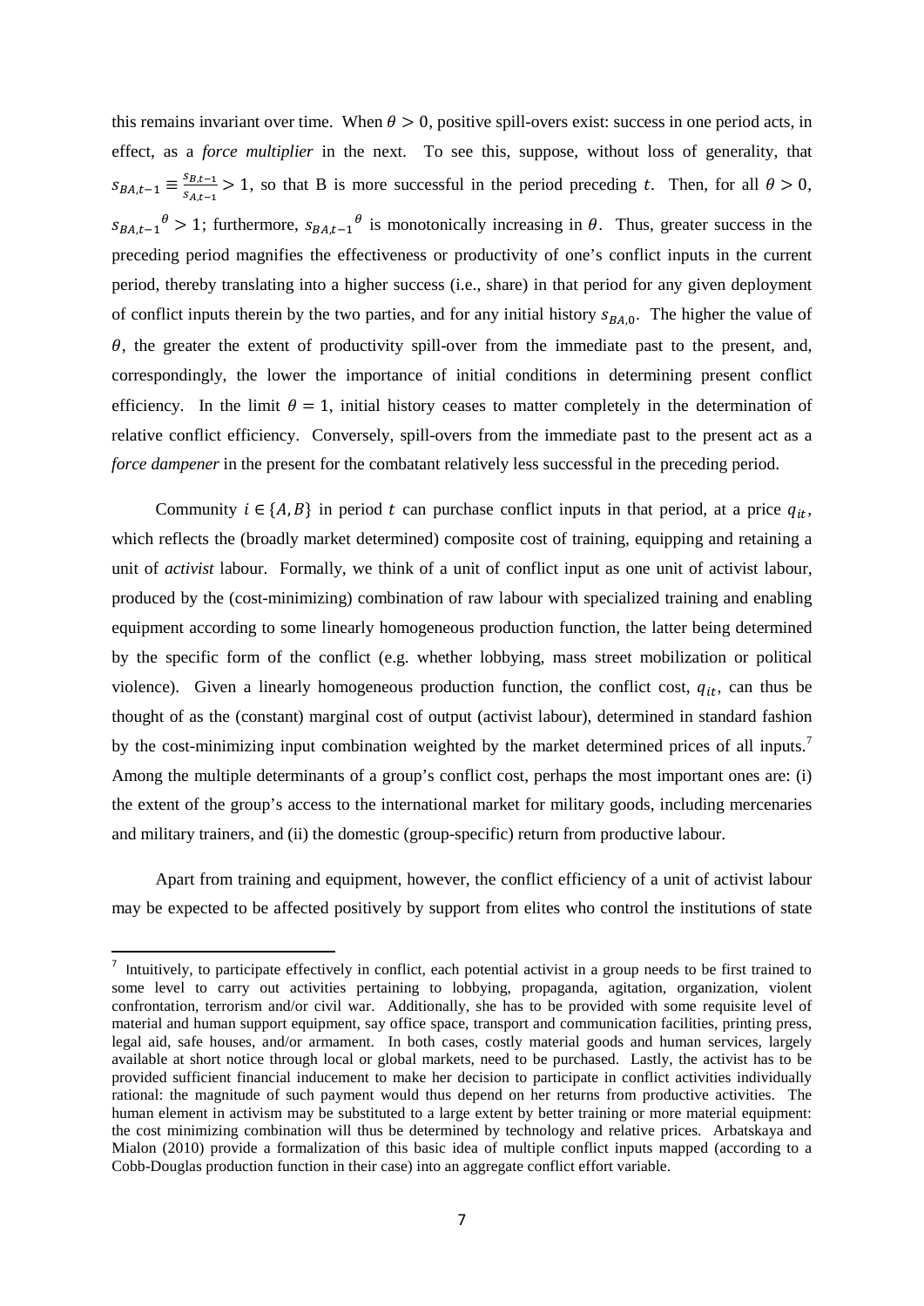this remains invariant over time. When $\theta > 0$, positive spill-overs exist: success in one period acts, in effect, as a *force multiplier* in the next. To see this, suppose, without loss of generality, that $s_{BA,t-1} \equiv \frac{s_{B,t-1}}{s_{A,t-1}} > 1$, so that B is more successful in the period preceding $t$. Then, for all $\theta > 0$, ${s_{BA,t-1}}^{\theta} > 1$; furthermore, ${s_{BA,t-1}}^{\theta}$ is monotonically increasing in $\theta$. Thus, greater success in the preceding period magnifies the effectiveness or productivity of one's conflict inputs in the current period, thereby translating into a higher success (i.e., share) in that period for any given deployment of conflict inputs therein by the two parties, and for any initial history $s_{BA,0}$. The higher the value of $\theta$, the greater the extent of productivity spill-over from the immediate past to the present, and, correspondingly, the lower the importance of initial conditions in determining present conflict efficiency. In the limit $\theta = 1$, initial history ceases to matter completely in the determination of relative conflict efficiency. Conversely, spill-overs from the immediate past to the present act as a *force dampener* in the present for the combatant relatively less successful in the preceding period.

Community $i \in \{A, B\}$ in period $t$ can purchase conflict inputs in that period, at a price $q_{it}$, which reflects the (broadly market determined) composite cost of training, equipping and retaining a unit of *activist* labour. Formally, we think of a unit of conflict input as one unit of activist labour, produced by the (cost-minimizing) combination of raw labour with specialized training and enabling equipment according to some linearly homogeneous production function, the latter being determined by the specific form of the conflict (e.g. whether lobbying, mass street mobilization or political violence). Given a linearly homogeneous production function, the conflict cost, $q_{it}$, can thus be thought of as the (constant) marginal cost of output (activist labour), determined in standard fashion by the cost-minimizing input combination weighted by the market determined prices of all inputs.[7] Among the multiple determinants of a group's conflict cost, perhaps the most important ones are: (i) the extent of the group's access to the international market for military goods, including mercenaries and military trainers, and (ii) the domestic (group-specific) return from productive labour.

Apart from training and equipment, however, the conflict efficiency of a unit of activist labour may be expected to be affected positively by support from elites who control the institutions of state

---

[7] Intuitively, to participate effectively in conflict, each potential activist in a group needs to be first trained to some level to carry out activities pertaining to lobbying, propaganda, agitation, organization, violent confrontation, terrorism and/or civil war. Additionally, she has to be provided with some requisite level of material and human support equipment, say office space, transport and communication facilities, printing press, legal aid, safe houses, and/or armament. In both cases, costly material goods and human services, largely available at short notice through local or global markets, need to be purchased. Lastly, the activist has to be provided sufficient financial inducement to make her decision to participate in conflict activities individually rational: the magnitude of such payment would thus depend on her returns from productive activities. The human element in activism may be substituted to a large extent by better training or more material equipment: the cost minimizing combination will thus be determined by technology and relative prices. Arbatskaya and Mialon (2010) provide a formalization of this basic idea of multiple conflict inputs mapped (according to a Cobb-Douglas production function in their case) into an aggregate conflict effort variable.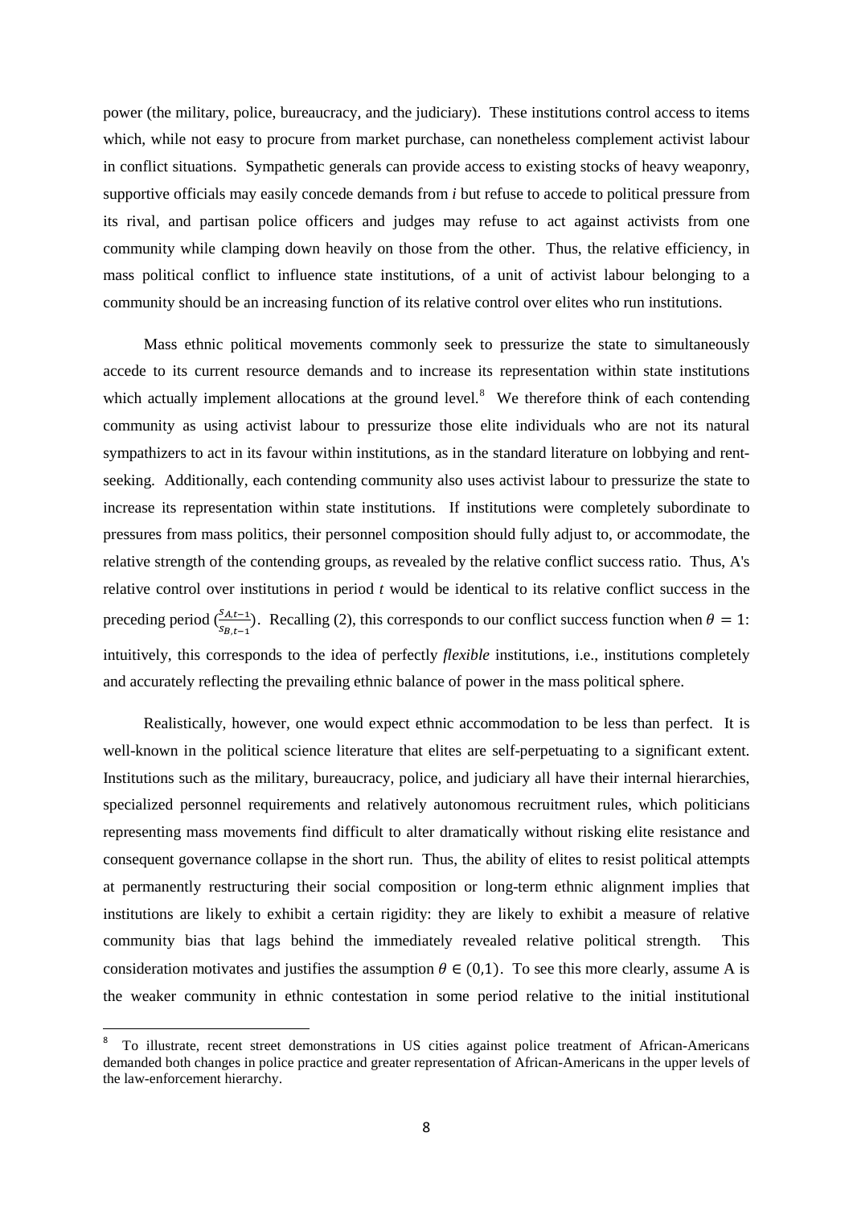power (the military, police, bureaucracy, and the judiciary). These institutions control access to items which, while not easy to procure from market purchase, can nonetheless complement activist labour in conflict situations. Sympathetic generals can provide access to existing stocks of heavy weaponry, supportive officials may easily concede demands from *i* but refuse to accede to political pressure from its rival, and partisan police officers and judges may refuse to act against activists from one community while clamping down heavily on those from the other. Thus, the relative efficiency, in mass political conflict to influence state institutions, of a unit of activist labour belonging to a community should be an increasing function of its relative control over elites who run institutions.

Mass ethnic political movements commonly seek to pressurize the state to simultaneously accede to its current resource demands and to increase its representation within state institutions which actually implement allocations at the ground level.[8] We therefore think of each contending community as using activist labour to pressurize those elite individuals who are not its natural sympathizers to act in its favour within institutions, as in the standard literature on lobbying and rent-seeking. Additionally, each contending community also uses activist labour to pressurize the state to increase its representation within state institutions. If institutions were completely subordinate to pressures from mass politics, their personnel composition should fully adjust to, or accommodate, the relative strength of the contending groups, as revealed by the relative conflict success ratio. Thus, A's relative control over institutions in period *t* would be identical to its relative conflict success in the preceding period ($\frac{s_{A,t-1}}{s_{B,t-1}}$). Recalling (2), this corresponds to our conflict success function when $\theta = 1$: intuitively, this corresponds to the idea of perfectly *flexible* institutions, i.e., institutions completely and accurately reflecting the prevailing ethnic balance of power in the mass political sphere.

Realistically, however, one would expect ethnic accommodation to be less than perfect. It is well-known in the political science literature that elites are self-perpetuating to a significant extent. Institutions such as the military, bureaucracy, police, and judiciary all have their internal hierarchies, specialized personnel requirements and relatively autonomous recruitment rules, which politicians representing mass movements find difficult to alter dramatically without risking elite resistance and consequent governance collapse in the short run. Thus, the ability of elites to resist political attempts at permanently restructuring their social composition or long-term ethnic alignment implies that institutions are likely to exhibit a certain rigidity: they are likely to exhibit a measure of relative community bias that lags behind the immediately revealed relative political strength. This consideration motivates and justifies the assumption $\theta \in (0,1)$. To see this more clearly, assume A is the weaker community in ethnic contestation in some period relative to the initial institutional

[8] To illustrate, recent street demonstrations in US cities against police treatment of African-Americans demanded both changes in police practice and greater representation of African-Americans in the upper levels of the law-enforcement hierarchy.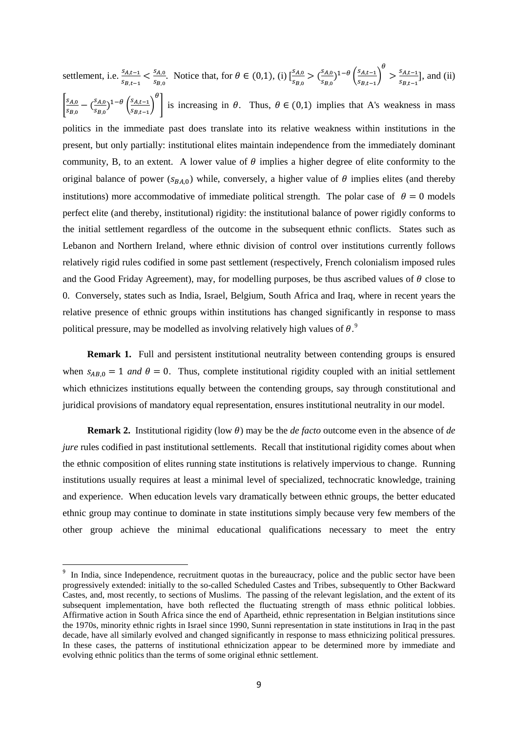settlement, i.e. $\frac{s_{A,t-1}}{s_{B,t-1}} < \frac{s_{A,0}}{s_{B,0}}$. Notice that, for $\theta \in (0,1)$, (i) $[\frac{s_{A,0}}{s_{B,0}} > (\frac{s_{A,0}}{s_{B,0}})^{1-\theta}\left(\frac{s_{A,t-1}}{s_{B,t-1}}\right)^{\theta} > \frac{s_{A,t-1}}{s_{B,t-1}}]$, and (ii) $\left[\frac{s_{A,0}}{s_{B,0}} - (\frac{s_{A,0}}{s_{B,0}})^{1-\theta}\left(\frac{s_{A,t-1}}{s_{B,t-1}}\right)^{\theta}\right]$ is increasing in $\theta$. Thus, $\theta \in (0,1)$ implies that A's weakness in mass politics in the immediate past does translate into its relative weakness within institutions in the present, but only partially: institutional elites maintain independence from the immediately dominant community, B, to an extent. A lower value of $\theta$ implies a higher degree of elite conformity to the original balance of power ($s_{BA,0}$) while, conversely, a higher value of $\theta$ implies elites (and thereby institutions) more accommodative of immediate political strength. The polar case of $\theta = 0$ models perfect elite (and thereby, institutional) rigidity: the institutional balance of power rigidly conforms to the initial settlement regardless of the outcome in the subsequent ethnic conflicts. States such as Lebanon and Northern Ireland, where ethnic division of control over institutions currently follows relatively rigid rules codified in some past settlement (respectively, French colonialism imposed rules and the Good Friday Agreement), may, for modelling purposes, be thus ascribed values of $\theta$ close to 0. Conversely, states such as India, Israel, Belgium, South Africa and Iraq, where in recent years the relative presence of ethnic groups within institutions has changed significantly in response to mass political pressure, may be modelled as involving relatively high values of $\theta$.[9]

**Remark 1.** Full and persistent institutional neutrality between contending groups is ensured when $s_{AB,0} = 1$ *and* $\theta = 0$. Thus, complete institutional rigidity coupled with an initial settlement which ethnicizes institutions equally between the contending groups, say through constitutional and juridical provisions of mandatory equal representation, ensures institutional neutrality in our model.

**Remark 2.** Institutional rigidity (low $\theta$) may be the *de facto* outcome even in the absence of *de jure* rules codified in past institutional settlements. Recall that institutional rigidity comes about when the ethnic composition of elites running state institutions is relatively impervious to change. Running institutions usually requires at least a minimal level of specialized, technocratic knowledge, training and experience. When education levels vary dramatically between ethnic groups, the better educated ethnic group may continue to dominate in state institutions simply because very few members of the other group achieve the minimal educational qualifications necessary to meet the entry

[9] In India, since Independence, recruitment quotas in the bureaucracy, police and the public sector have been progressively extended: initially to the so-called Scheduled Castes and Tribes, subsequently to Other Backward Castes, and, most recently, to sections of Muslims. The passing of the relevant legislation, and the extent of its subsequent implementation, have both reflected the fluctuating strength of mass ethnic political lobbies. Affirmative action in South Africa since the end of Apartheid, ethnic representation in Belgian institutions since the 1970s, minority ethnic rights in Israel since 1990, Sunni representation in state institutions in Iraq in the past decade, have all similarly evolved and changed significantly in response to mass ethnicizing political pressures. In these cases, the patterns of institutional ethnicization appear to be determined more by immediate and evolving ethnic politics than the terms of some original ethnic settlement.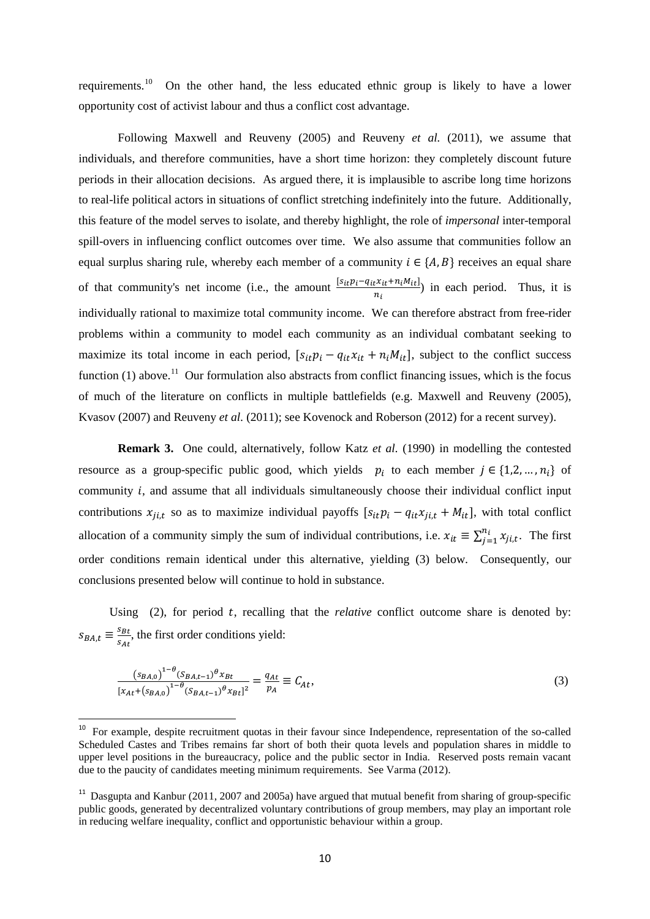requirements.[10] On the other hand, the less educated ethnic group is likely to have a lower opportunity cost of activist labour and thus a conflict cost advantage.

Following Maxwell and Reuveny (2005) and Reuveny *et al.* (2011), we assume that individuals, and therefore communities, have a short time horizon: they completely discount future periods in their allocation decisions. As argued there, it is implausible to ascribe long time horizons to real-life political actors in situations of conflict stretching indefinitely into the future. Additionally, this feature of the model serves to isolate, and thereby highlight, the role of *impersonal* inter-temporal spill-overs in influencing conflict outcomes over time. We also assume that communities follow an equal surplus sharing rule, whereby each member of a community $i \in \{A, B\}$ receives an equal share of that community's net income (i.e., the amount $\frac{[s_{it}p_i - q_{it}x_{it} + n_i M_{it}]}{n_i}$) in each period. Thus, it is individually rational to maximize total community income. We can therefore abstract from free-rider problems within a community to model each community as an individual combatant seeking to maximize its total income in each period, $[s_{it}p_i - q_{it}x_{it} + n_i M_{it}]$, subject to the conflict success function (1) above.[11] Our formulation also abstracts from conflict financing issues, which is the focus of much of the literature on conflicts in multiple battlefields (e.g. Maxwell and Reuveny (2005), Kvasov (2007) and Reuveny *et al.* (2011); see Kovenock and Roberson (2012) for a recent survey).

**Remark 3.** One could, alternatively, follow Katz *et al.* (1990) in modelling the contested resource as a group-specific public good, which yields $p_i$ to each member $j \in \{1,2,\ldots,n_i\}$ of community $i$, and assume that all individuals simultaneously choose their individual conflict input contributions $x_{ji,t}$ so as to maximize individual payoffs $[s_{it}p_i - q_{it}x_{ji,t} + M_{it}]$, with total conflict allocation of a community simply the sum of individual contributions, i.e. $x_{it} \equiv \sum_{j=1}^{n_i} x_{ji,t}$. The first order conditions remain identical under this alternative, yielding (3) below. Consequently, our conclusions presented below will continue to hold in substance.

Using (2), for period $t$, recalling that the *relative* conflict outcome share is denoted by: $s_{BA,t} \equiv \frac{s_{Bt}}{s_{At}}$, the first order conditions yield:

$$\frac{(s_{BA,0})^{1-\theta}(s_{BA,t-1})^{\theta}x_{Bt}}{[x_{At}+(s_{BA,0})^{1-\theta}(s_{BA,t-1})^{\theta}x_{Bt}]^2} = \frac{q_{At}}{p_A} \equiv C_{At}, \tag{3}$$

[10] For example, despite recruitment quotas in their favour since Independence, representation of the so-called Scheduled Castes and Tribes remains far short of both their quota levels and population shares in middle to upper level positions in the bureaucracy, police and the public sector in India. Reserved posts remain vacant due to the paucity of candidates meeting minimum requirements. See Varma (2012).

[11] Dasgupta and Kanbur (2011, 2007 and 2005a) have argued that mutual benefit from sharing of group-specific public goods, generated by decentralized voluntary contributions of group members, may play an important role in reducing welfare inequality, conflict and opportunistic behaviour within a group.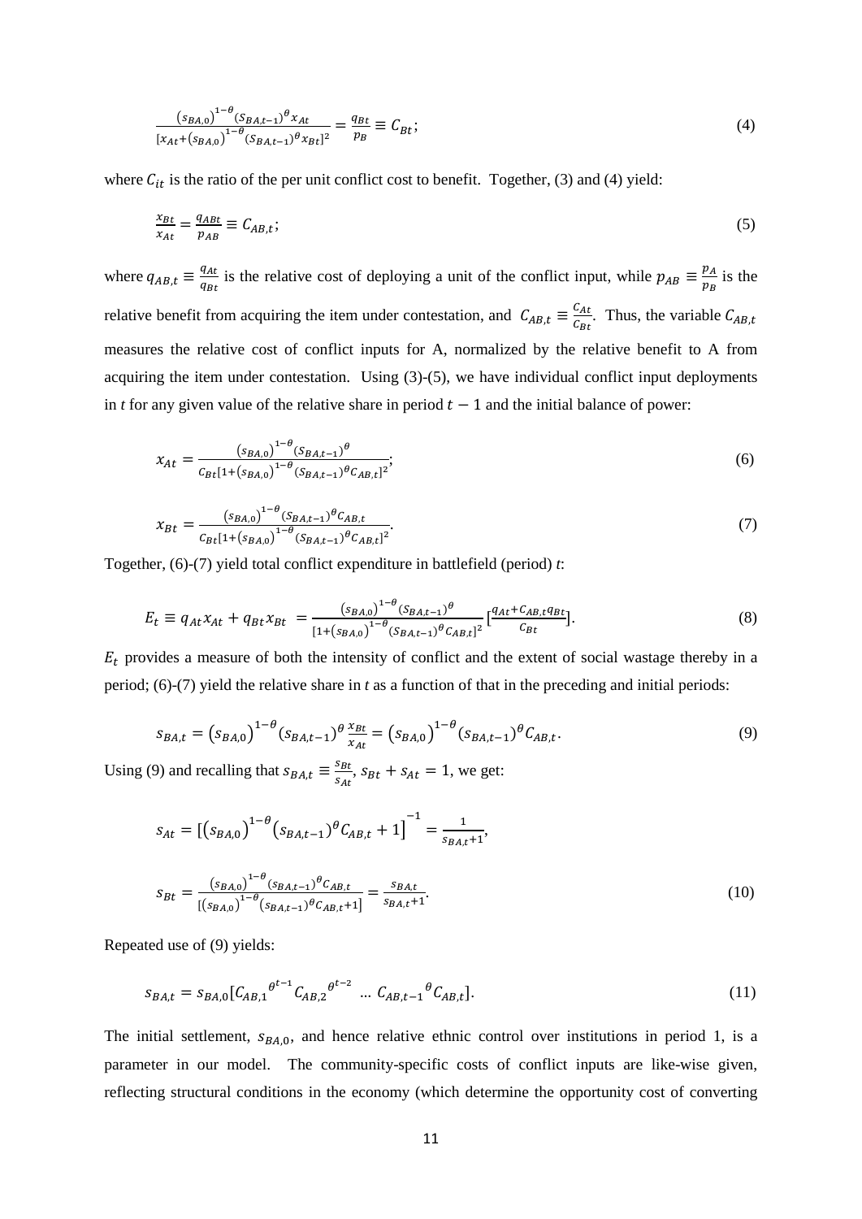$$\frac{(s_{BA,0})^{1-\theta}(s_{BA,t-1})^{\theta}x_{At}}{[x_{At}+(s_{BA,0})^{1-\theta}(s_{BA,t-1})^{\theta}x_{Bt}]^2} = \frac{q_{Bt}}{p_B} \equiv C_{Bt}; \tag{4}$$

where $C_{it}$ is the ratio of the per unit conflict cost to benefit. Together, (3) and (4) yield:

$$\frac{x_{Bt}}{x_{At}} = \frac{q_{ABt}}{p_{AB}} \equiv C_{AB,t}; \tag{5}$$

where $q_{AB,t} \equiv \frac{q_{At}}{q_{Bt}}$ is the relative cost of deploying a unit of the conflict input, while $p_{AB} \equiv \frac{p_A}{p_B}$ is the relative benefit from acquiring the item under contestation, and $C_{AB,t} \equiv \frac{C_{At}}{C_{Bt}}$. Thus, the variable $C_{AB,t}$ measures the relative cost of conflict inputs for A, normalized by the relative benefit to A from acquiring the item under contestation. Using (3)-(5), we have individual conflict input deployments in *t* for any given value of the relative share in period $t-1$ and the initial balance of power:

$$x_{At} = \frac{(s_{BA,0})^{1-\theta}(s_{BA,t-1})^{\theta}}{C_{Bt}[1+(s_{BA,0})^{1-\theta}(s_{BA,t-1})^{\theta}C_{AB,t}]^2}; \tag{6}$$

$$x_{Bt} = \frac{(s_{BA,0})^{1-\theta}(s_{BA,t-1})^{\theta}C_{AB,t}}{C_{Bt}[1+(s_{BA,0})^{1-\theta}(s_{BA,t-1})^{\theta}C_{AB,t}]^2}. \tag{7}$$

Together, (6)-(7) yield total conflict expenditure in battlefield (period) *t*:

$$E_t \equiv q_{At}x_{At} + q_{Bt}x_{Bt} = \frac{(s_{BA,0})^{1-\theta}(s_{BA,t-1})^{\theta}}{[1+(s_{BA,0})^{1-\theta}(s_{BA,t-1})^{\theta}C_{AB,t}]^2}\left[\frac{q_{At}+C_{AB,t}q_{Bt}}{C_{Bt}}\right]. \tag{8}$$

$E_t$ provides a measure of both the intensity of conflict and the extent of social wastage thereby in a period; (6)-(7) yield the relative share in *t* as a function of that in the preceding and initial periods:

$$s_{BA,t} = (s_{BA,0})^{1-\theta}(s_{BA,t-1})^{\theta}\frac{x_{Bt}}{x_{At}} = (s_{BA,0})^{1-\theta}(s_{BA,t-1})^{\theta}C_{AB,t}. \tag{9}$$

Using (9) and recalling that $s_{BA,t} \equiv \frac{s_{Bt}}{s_{At}}$, $s_{Bt} + s_{At} = 1$, we get:

$$s_{At} = [(s_{BA,0})^{1-\theta}(s_{BA,t-1})^{\theta}C_{AB,t} + 1]^{-1} = \frac{1}{s_{BA,t}+1},$$

$$s_{Bt} = \frac{(s_{BA,0})^{1-\theta}(s_{BA,t-1})^{\theta}C_{AB,t}}{[(s_{BA,0})^{1-\theta}(s_{BA,t-1})^{\theta}C_{AB,t}+1]} = \frac{s_{BA,t}}{s_{BA,t}+1}. \tag{10}$$

Repeated use of (9) yields:

$$s_{BA,t} = s_{BA,0}[C_{AB,1}{}^{\theta^{t-1}}C_{AB,2}{}^{\theta^{t-2}} \ldots C_{AB,t-1}{}^{\theta}C_{AB,t}]. \tag{11}$$

The initial settlement, $s_{BA,0}$, and hence relative ethnic control over institutions in period 1, is a parameter in our model. The community-specific costs of conflict inputs are like-wise given, reflecting structural conditions in the economy (which determine the opportunity cost of converting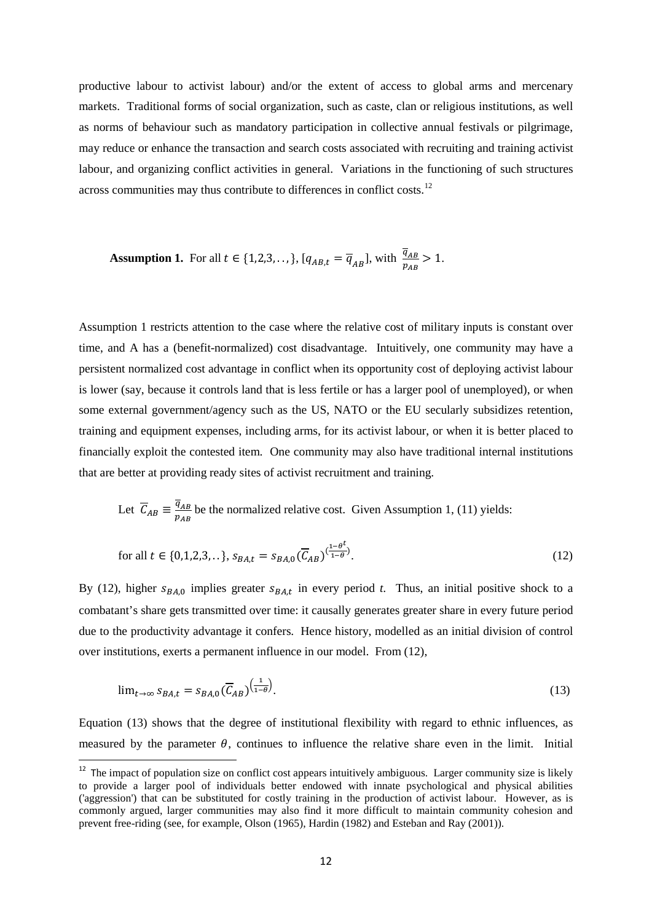productive labour to activist labour) and/or the extent of access to global arms and mercenary markets. Traditional forms of social organization, such as caste, clan or religious institutions, as well as norms of behaviour such as mandatory participation in collective annual festivals or pilgrimage, may reduce or enhance the transaction and search costs associated with recruiting and training activist labour, and organizing conflict activities in general. Variations in the functioning of such structures across communities may thus contribute to differences in conflict costs.[12]

**Assumption 1.** For all $t \in \{1,2,3,..,\}$, $[q_{AB,t} = \overline{q}_{AB}]$, with $\frac{\overline{q}_{AB}}{p_{AB}} > 1$.

Assumption 1 restricts attention to the case where the relative cost of military inputs is constant over time, and A has a (benefit-normalized) cost disadvantage. Intuitively, one community may have a persistent normalized cost advantage in conflict when its opportunity cost of deploying activist labour is lower (say, because it controls land that is less fertile or has a larger pool of unemployed), or when some external government/agency such as the US, NATO or the EU secularly subsidizes retention, training and equipment expenses, including arms, for its activist labour, or when it is better placed to financially exploit the contested item. One community may also have traditional internal institutions that are better at providing ready sites of activist recruitment and training.

Let $\overline{C}_{AB} \equiv \frac{\overline{q}_{AB}}{p_{AB}}$ be the normalized relative cost. Given Assumption 1, (11) yields:

$$\text{for all } t \in \{0,1,2,3,..\},\ s_{BA,t} = s_{BA,0}(\overline{C}_{AB})^{\left(\frac{1-\theta^t}{1-\theta}\right)}. \tag{12}$$

By (12), higher $s_{BA,0}$ implies greater $s_{BA,t}$ in every period *t*. Thus, an initial positive shock to a combatant's share gets transmitted over time: it causally generates greater share in every future period due to the productivity advantage it confers. Hence history, modelled as an initial division of control over institutions, exerts a permanent influence in our model. From (12),

$$\lim_{t\to\infty} s_{BA,t} = s_{BA,0}(\overline{C}_{AB})^{\left(\frac{1}{1-\theta}\right)}. \tag{13}$$

Equation (13) shows that the degree of institutional flexibility with regard to ethnic influences, as measured by the parameter $\theta$, continues to influence the relative share even in the limit. Initial

[12] The impact of population size on conflict cost appears intuitively ambiguous. Larger community size is likely to provide a larger pool of individuals better endowed with innate psychological and physical abilities ('aggression') that can be substituted for costly training in the production of activist labour. However, as is commonly argued, larger communities may also find it more difficult to maintain community cohesion and prevent free-riding (see, for example, Olson (1965), Hardin (1982) and Esteban and Ray (2001)).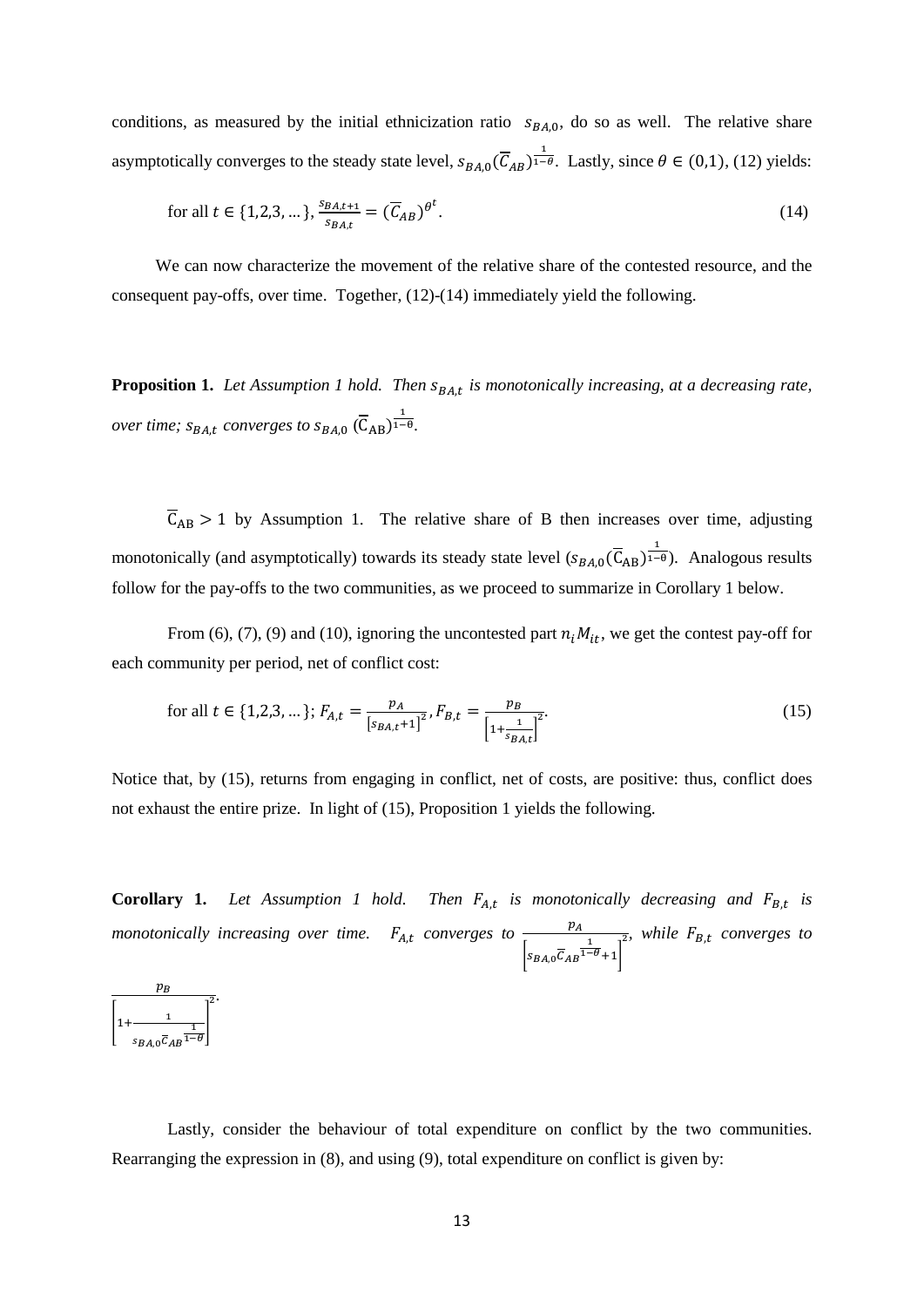conditions, as measured by the initial ethnicization ratio $s_{BA,0}$, do so as well. The relative share asymptotically converges to the steady state level, $s_{BA,0}(\overline{C}_{AB})^{\frac{1}{1-\theta}}$. Lastly, since $\theta \in (0,1)$, (12) yields:

$$\text{for all } t \in \{1,2,3,\dots\}, \frac{s_{BA,t+1}}{s_{BA,t}} = (\overline{C}_{AB})^{\theta^t}. \tag{14}$$

We can now characterize the movement of the relative share of the contested resource, and the consequent pay-offs, over time. Together, (12)-(14) immediately yield the following.

**Proposition 1.** *Let Assumption 1 hold. Then $s_{BA,t}$ is monotonically increasing, at a decreasing rate, over time; $s_{BA,t}$ converges to $s_{BA,0}\ (\overline{C}_{AB})^{\frac{1}{1-\theta}}$.*

$\overline{C}_{AB} > 1$ by Assumption 1. The relative share of B then increases over time, adjusting monotonically (and asymptotically) towards its steady state level ($s_{BA,0}(\overline{C}_{AB})^{\frac{1}{1-\theta}}$). Analogous results follow for the pay-offs to the two communities, as we proceed to summarize in Corollary 1 below.

From (6), (7), (9) and (10), ignoring the uncontested part $n_i M_{it}$, we get the contest pay-off for each community per period, net of conflict cost:

$$\text{for all } t \in \{1,2,3,\dots\};\ F_{A,t} = \frac{p_A}{\left[s_{BA,t}+1\right]^2}, F_{B,t} = \frac{p_B}{\left[1+\frac{1}{s_{BA,t}}\right]^2}. \tag{15}$$

Notice that, by (15), returns from engaging in conflict, net of costs, are positive: thus, conflict does not exhaust the entire prize. In light of (15), Proposition 1 yields the following.

**Corollary 1.** *Let Assumption 1 hold. Then $F_{A,t}$ is monotonically decreasing and $F_{B,t}$ is monotonically increasing over time. $F_{A,t}$ converges to $\frac{p_A}{\left[s_{BA,0}\overline{C}_{AB}^{\frac{1}{1-\theta}}+1\right]^2}$, while $F_{B,t}$ converges to $\frac{p_B}{\left[1+\frac{1}{s_{BA,0}\overline{C}_{AB}^{\frac{1}{1-\theta}}}\right]^2}$.*

Lastly, consider the behaviour of total expenditure on conflict by the two communities. Rearranging the expression in (8), and using (9), total expenditure on conflict is given by: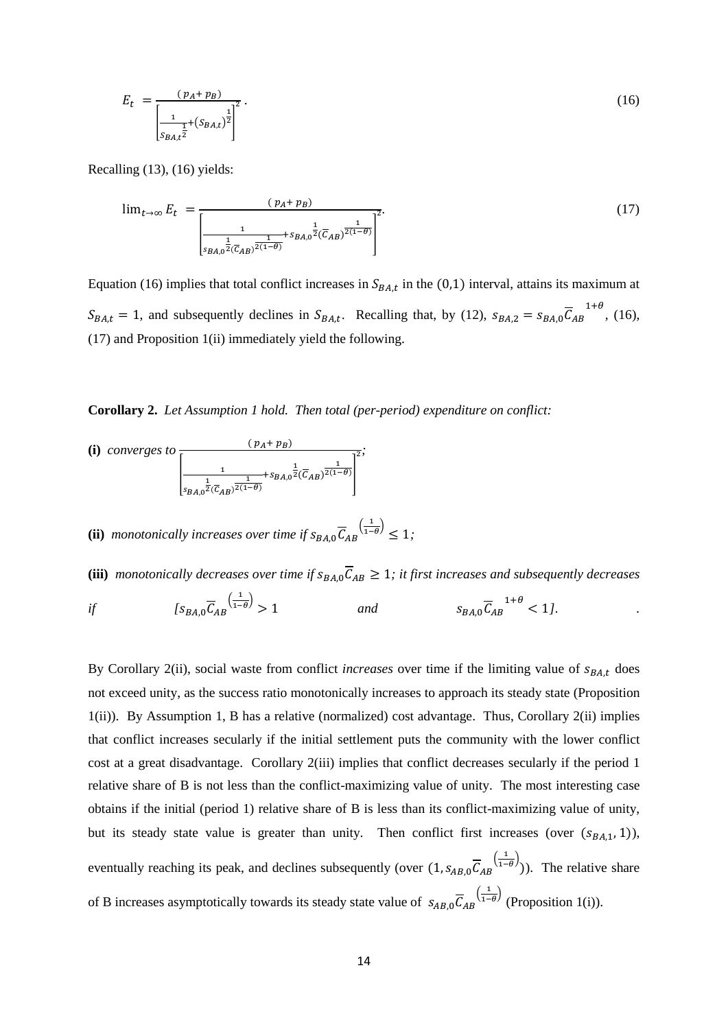$$E_t = \frac{(p_A + p_B)}{\left[\frac{1}{s_{BA,t}^{\frac{1}{2}}} + (s_{BA,t})^{\frac{1}{2}}\right]^2}. \tag{16}$$

Recalling (13), (16) yields:

$$\lim_{t\to\infty} E_t = \frac{(p_A + p_B)}{\left[\frac{1}{s_{BA,0}^{\frac{1}{2}}(\overline{C}_{AB})^{\frac{1}{2(1-\theta)}}} + s_{BA,0}^{\frac{1}{2}}(\overline{C}_{AB})^{\frac{1}{2(1-\theta)}}\right]^2}. \tag{17}$$

Equation (16) implies that total conflict increases in $S_{BA,t}$ in the (0,1) interval, attains its maximum at $S_{BA,t} = 1$, and subsequently declines in $S_{BA,t}$. Recalling that, by (12), $s_{BA,2} = s_{BA,0}\overline{C}_{AB}^{\ 1+\theta}$, (16), (17) and Proposition 1(ii) immediately yield the following.

**Corollary 2.** *Let Assumption 1 hold. Then total (per-period) expenditure on conflict:*

**(i)** *converges to* $\frac{(p_A + p_B)}{\left[\frac{1}{s_{BA,0}^{\frac{1}{2}}(\overline{C}_{AB})^{\frac{1}{2(1-\theta)}}} + s_{BA,0}^{\frac{1}{2}}(\overline{C}_{AB})^{\frac{1}{2(1-\theta)}}\right]^2}$;

**(ii)** *monotonically increases over time if* $s_{BA,0}\overline{C}_{AB}^{\left(\frac{1}{1-\theta}\right)} \leq 1$;

**(iii)** *monotonically decreases over time if* $s_{BA,0}\overline{C}_{AB} \geq 1$; *it first increases and subsequently decreases if* $[s_{BA,0}\overline{C}_{AB}^{\left(\frac{1}{1-\theta}\right)} > 1$ *and* $s_{BA,0}\overline{C}_{AB}^{\ 1+\theta} < 1]$.

By Corollary 2(ii), social waste from conflict *increases* over time if the limiting value of $s_{BA,t}$ does not exceed unity, as the success ratio monotonically increases to approach its steady state (Proposition 1(ii)). By Assumption 1, B has a relative (normalized) cost advantage. Thus, Corollary 2(ii) implies that conflict increases secularly if the initial settlement puts the community with the lower conflict cost at a great disadvantage. Corollary 2(iii) implies that conflict decreases secularly if the period 1 relative share of B is not less than the conflict-maximizing value of unity. The most interesting case obtains if the initial (period 1) relative share of B is less than its conflict-maximizing value of unity, but its steady state value is greater than unity. Then conflict first increases (over $(s_{BA,1}, 1)$), eventually reaching its peak, and declines subsequently (over $(1, s_{AB,0}\overline{C}_{AB}^{\left(\frac{1}{1-\theta}\right)})$). The relative share of B increases asymptotically towards its steady state value of $s_{AB,0}\overline{C}_{AB}^{\left(\frac{1}{1-\theta}\right)}$ (Proposition 1(i)).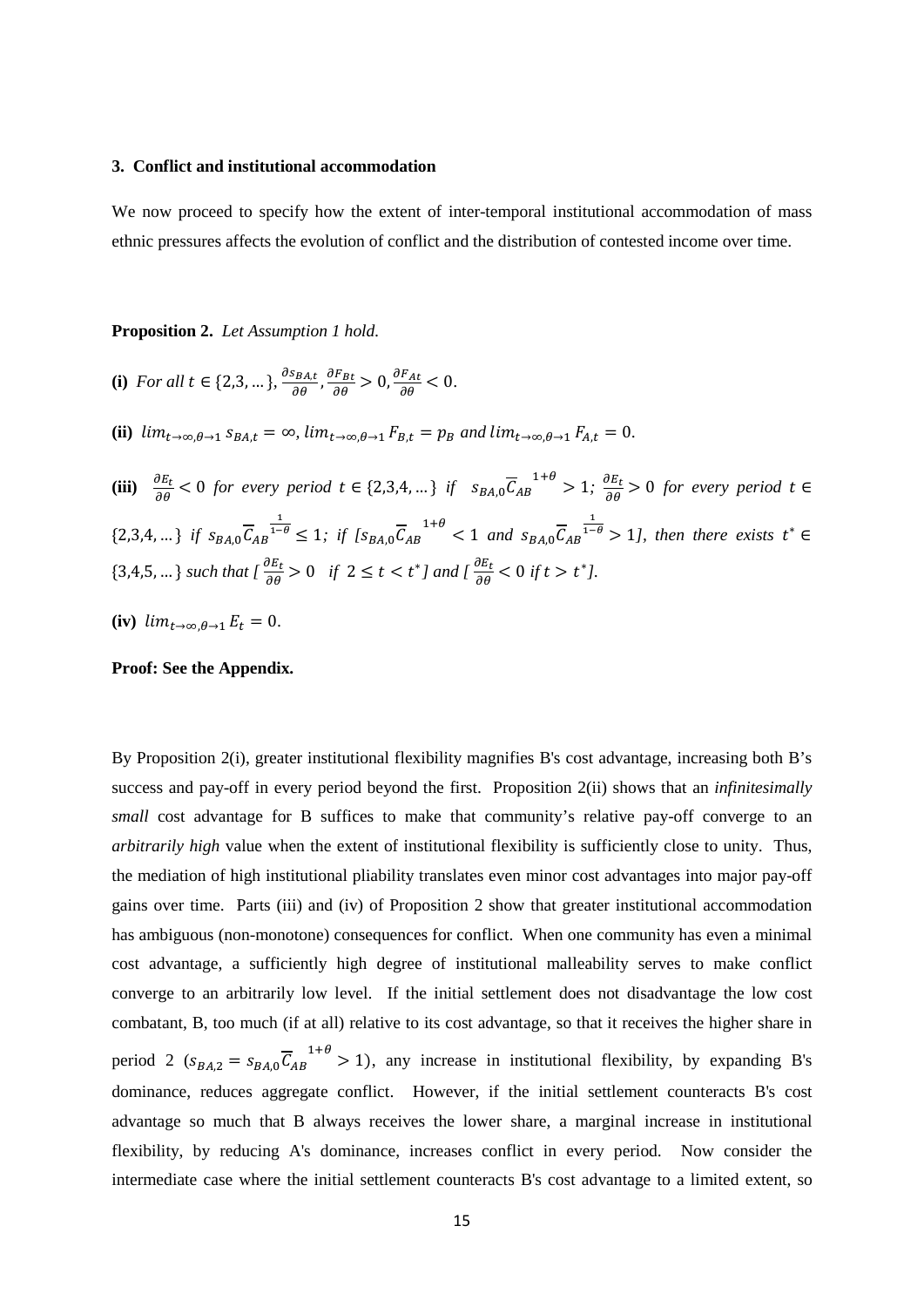### 3. Conflict and institutional accommodation

We now proceed to specify how the extent of inter-temporal institutional accommodation of mass ethnic pressures affects the evolution of conflict and the distribution of contested income over time.

**Proposition 2.** *Let Assumption 1 hold.*

**(i)** *For all* $t \in \{2,3,\ldots\}$, $\frac{\partial s_{BA,t}}{\partial \theta}, \frac{\partial F_{Bt}}{\partial \theta} > 0, \frac{\partial F_{At}}{\partial \theta} < 0$.

**(ii)** $lim_{t\to\infty,\theta\to 1}\, s_{BA,t} = \infty$, $lim_{t\to\infty,\theta\to 1}\, F_{B,t} = p_B$ *and* $lim_{t\to\infty,\theta\to 1}\, F_{A,t} = 0$.

**(iii)** $\frac{\partial E_t}{\partial \theta} < 0$ *for every period* $t \in \{2,3,4,\ldots\}$ *if* $s_{BA,0}\overline{C}_{AB}^{\;1+\theta} > 1$*;* $\frac{\partial E_t}{\partial \theta} > 0$ *for every period* $t \in \{2,3,4,\ldots\}$ *if* $s_{BA,0}\overline{C}_{AB}^{\;\frac{1}{1-\theta}} \leq 1$*; if [*$s_{BA,0}\overline{C}_{AB}^{\;1+\theta} < 1$ *and* $s_{BA,0}\overline{C}_{AB}^{\;\frac{1}{1-\theta}} > 1$*], then there exists* $t^* \in \{3,4,5,\ldots\}$ *such that [*$\frac{\partial E_t}{\partial \theta} > 0$ *if* $2 \leq t < t^*$*] and [*$\frac{\partial E_t}{\partial \theta} < 0$ *if* $t > t^*$*].*

**(iv)** $lim_{t\to\infty,\theta\to 1}\, E_t = 0$.

**Proof: See the Appendix.**

By Proposition 2(i), greater institutional flexibility magnifies B's cost advantage, increasing both B's success and pay-off in every period beyond the first. Proposition 2(ii) shows that an *infinitesimally small* cost advantage for B suffices to make that community's relative pay-off converge to an *arbitrarily high* value when the extent of institutional flexibility is sufficiently close to unity. Thus, the mediation of high institutional pliability translates even minor cost advantages into major pay-off gains over time. Parts (iii) and (iv) of Proposition 2 show that greater institutional accommodation has ambiguous (non-monotone) consequences for conflict. When one community has even a minimal cost advantage, a sufficiently high degree of institutional malleability serves to make conflict converge to an arbitrarily low level. If the initial settlement does not disadvantage the low cost combatant, B, too much (if at all) relative to its cost advantage, so that it receives the higher share in period 2 ($s_{BA,2} = s_{BA,0}\overline{C}_{AB}^{\;1+\theta} > 1$), any increase in institutional flexibility, by expanding B's dominance, reduces aggregate conflict. However, if the initial settlement counteracts B's cost advantage so much that B always receives the lower share, a marginal increase in institutional flexibility, by reducing A's dominance, increases conflict in every period. Now consider the intermediate case where the initial settlement counteracts B's cost advantage to a limited extent, so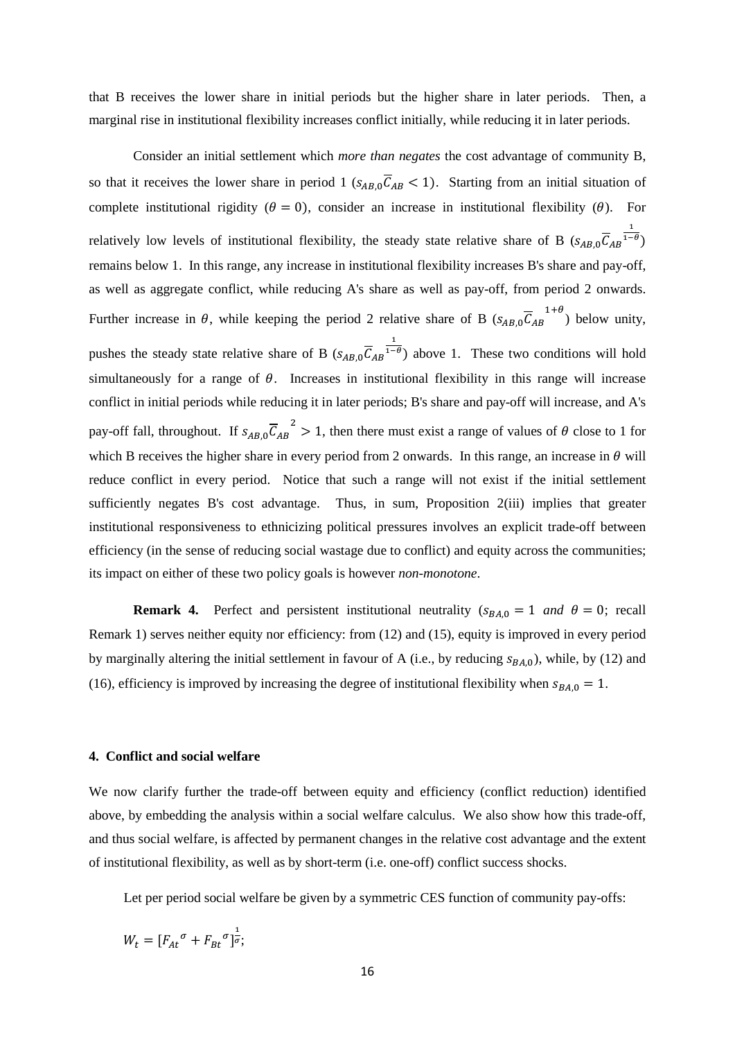that B receives the lower share in initial periods but the higher share in later periods. Then, a marginal rise in institutional flexibility increases conflict initially, while reducing it in later periods.

Consider an initial settlement which *more than negates* the cost advantage of community B, so that it receives the lower share in period 1 ($s_{AB,0}\overline{C}_{AB} < 1$). Starting from an initial situation of complete institutional rigidity ($\theta = 0$), consider an increase in institutional flexibility ($\theta$). For relatively low levels of institutional flexibility, the steady state relative share of B ($s_{AB,0}\overline{C}_{AB}^{\frac{1}{1-\theta}}$) remains below 1. In this range, any increase in institutional flexibility increases B's share and pay-off, as well as aggregate conflict, while reducing A's share as well as pay-off, from period 2 onwards. Further increase in $\theta$, while keeping the period 2 relative share of B ($s_{AB,0}\overline{C}_{AB}^{1+\theta}$) below unity, pushes the steady state relative share of B ($s_{AB,0}\overline{C}_{AB}^{\frac{1}{1-\theta}}$) above 1. These two conditions will hold simultaneously for a range of $\theta$. Increases in institutional flexibility in this range will increase conflict in initial periods while reducing it in later periods; B's share and pay-off will increase, and A's pay-off fall, throughout. If $s_{AB,0}\overline{C}_{AB}^{2} > 1$, then there must exist a range of values of $\theta$ close to 1 for which B receives the higher share in every period from 2 onwards. In this range, an increase in $\theta$ will reduce conflict in every period. Notice that such a range will not exist if the initial settlement sufficiently negates B's cost advantage. Thus, in sum, Proposition 2(iii) implies that greater institutional responsiveness to ethnicizing political pressures involves an explicit trade-off between efficiency (in the sense of reducing social wastage due to conflict) and equity across the communities; its impact on either of these two policy goals is however *non-monotone*.

**Remark 4.** Perfect and persistent institutional neutrality ($s_{BA,0} = 1$ *and* $\theta = 0$; recall Remark 1) serves neither equity nor efficiency: from (12) and (15), equity is improved in every period by marginally altering the initial settlement in favour of A (i.e., by reducing $s_{BA,0}$), while, by (12) and (16), efficiency is improved by increasing the degree of institutional flexibility when $s_{BA,0} = 1$.

#### 4. Conflict and social welfare

We now clarify further the trade-off between equity and efficiency (conflict reduction) identified above, by embedding the analysis within a social welfare calculus. We also show how this trade-off, and thus social welfare, is affected by permanent changes in the relative cost advantage and the extent of institutional flexibility, as well as by short-term (i.e. one-off) conflict success shocks.

Let per period social welfare be given by a symmetric CES function of community pay-offs:

$$W_t = [F_{At}{}^{\sigma} + F_{Bt}{}^{\sigma}]^{\frac{1}{\sigma}};$$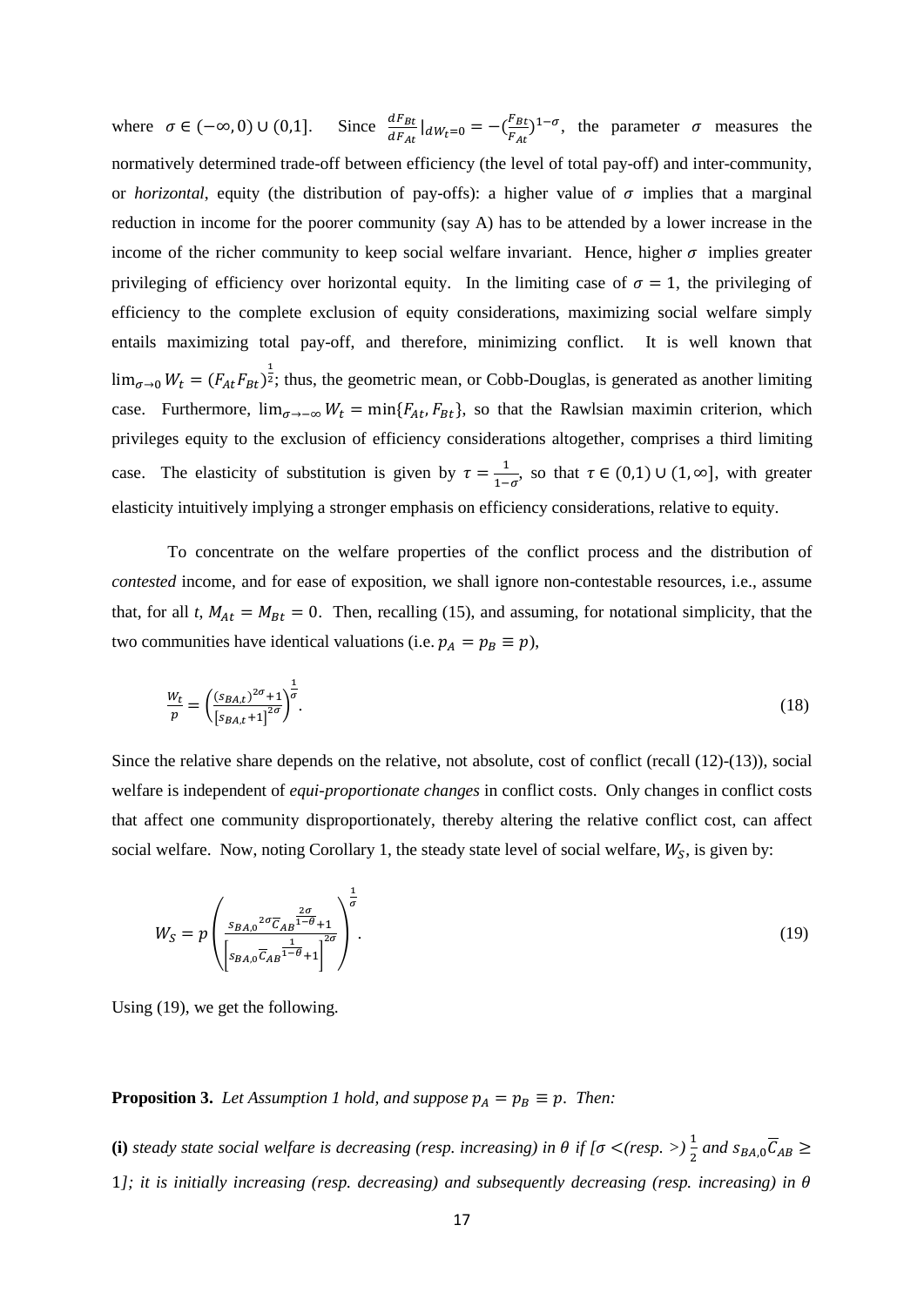where $\sigma \in (-\infty, 0) \cup (0,1]$. Since $\frac{dF_{Bt}}{dF_{At}}|_{dW_t=0} = -(\frac{F_{Bt}}{F_{At}})^{1-\sigma}$, the parameter $\sigma$ measures the normatively determined trade-off between efficiency (the level of total pay-off) and inter-community, or *horizontal*, equity (the distribution of pay-offs): a higher value of $\sigma$ implies that a marginal reduction in income for the poorer community (say A) has to be attended by a lower increase in the income of the richer community to keep social welfare invariant. Hence, higher $\sigma$ implies greater privileging of efficiency over horizontal equity. In the limiting case of $\sigma = 1$, the privileging of efficiency to the complete exclusion of equity considerations, maximizing social welfare simply entails maximizing total pay-off, and therefore, minimizing conflict. It is well known that $\lim_{\sigma \to 0} W_t = (F_{At} F_{Bt})^{\frac{1}{2}}$; thus, the geometric mean, or Cobb-Douglas, is generated as another limiting case. Furthermore, $\lim_{\sigma \to -\infty} W_t = \min\{F_{At}, F_{Bt}\}$, so that the Rawlsian maximin criterion, which privileges equity to the exclusion of efficiency considerations altogether, comprises a third limiting case. The elasticity of substitution is given by $\tau = \frac{1}{1-\sigma}$, so that $\tau \in (0,1) \cup (1, \infty]$, with greater elasticity intuitively implying a stronger emphasis on efficiency considerations, relative to equity.

To concentrate on the welfare properties of the conflict process and the distribution of *contested* income, and for ease of exposition, we shall ignore non-contestable resources, i.e., assume that, for all *t*, $M_{At} = M_{Bt} = 0$. Then, recalling (15), and assuming, for notational simplicity, that the two communities have identical valuations (i.e. $p_A = p_B \equiv p$),

$$\frac{W_t}{p} = \left( \frac{(s_{BA,t})^{2\sigma} + 1}{\left[ s_{BA,t} + 1 \right]^{2\sigma}} \right)^{\frac{1}{\sigma}}. \tag{18}$$

Since the relative share depends on the relative, not absolute, cost of conflict (recall (12)-(13)), social welfare is independent of *equi-proportionate changes* in conflict costs. Only changes in conflict costs that affect one community disproportionately, thereby altering the relative conflict cost, can affect social welfare. Now, noting Corollary 1, the steady state level of social welfare, $W_S$, is given by:

$$W_S = p \left( \frac{{s_{BA,0}}^{2\sigma} \overline{C}_{AB}^{\frac{2\sigma}{1-\theta}} + 1}{\left[ s_{BA,0} \overline{C}_{AB}^{\frac{1}{1-\theta}} + 1 \right]^{2\sigma}} \right)^{\frac{1}{\sigma}}. \tag{19}$$

Using (19), we get the following.

**Proposition 3.** *Let Assumption 1 hold, and suppose $p_A = p_B \equiv p$. Then:*

**(i)** *steady state social welfare is decreasing (resp. increasing) in $\theta$ if [$\sigma <$(resp. $>$) $\frac{1}{2}$ and $s_{BA,0} \overline{C}_{AB} \geq 1$]; it is initially increasing (resp. decreasing) and subsequently decreasing (resp. increasing) in $\theta$*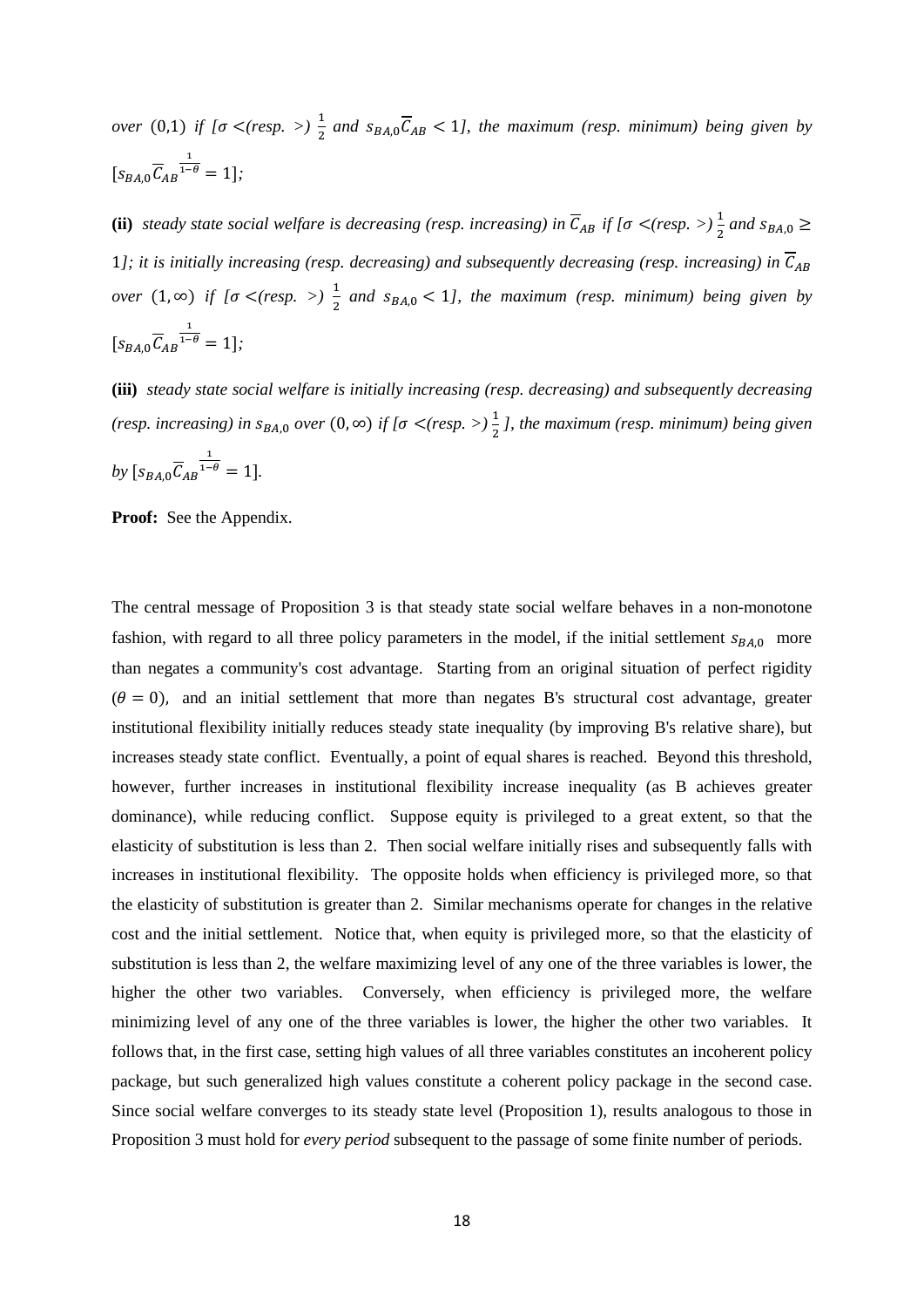*over* $(0,1)$ *if [*$\sigma <$*(resp.* $>$*)* $\frac{1}{2}$ *and* $s_{BA,0}\overline{C}_{AB} < 1$*], the maximum (resp. minimum) being given by* $[s_{BA,0}\overline{C}_{AB}^{\frac{1}{1-\theta}} = 1]$*;*

**(ii)** *steady state social welfare is decreasing (resp. increasing) in* $\overline{C}_{AB}$ *if [*$\sigma <$*(resp.* $>$*)* $\frac{1}{2}$ *and* $s_{BA,0} \geq 1$*]; it is initially increasing (resp. decreasing) and subsequently decreasing (resp. increasing) in* $\overline{C}_{AB}$ *over* $(1, \infty)$ *if [*$\sigma <$*(resp.* $>$*)* $\frac{1}{2}$ *and* $s_{BA,0} < 1$*], the maximum (resp. minimum) being given by* $[s_{BA,0}\overline{C}_{AB}^{\frac{1}{1-\theta}} = 1]$*;*

**(iii)** *steady state social welfare is initially increasing (resp. decreasing) and subsequently decreasing (resp. increasing) in* $s_{BA,0}$ *over* $(0, \infty)$ *if [*$\sigma <$*(resp.* $>$*)* $\frac{1}{2}$ *], the maximum (resp. minimum) being given by* $[s_{BA,0}\overline{C}_{AB}^{\frac{1}{1-\theta}} = 1]$*.*

**Proof:** See the Appendix.

The central message of Proposition 3 is that steady state social welfare behaves in a non-monotone fashion, with regard to all three policy parameters in the model, if the initial settlement $s_{BA,0}$ more than negates a community's cost advantage. Starting from an original situation of perfect rigidity $(\theta = 0)$, and an initial settlement that more than negates B's structural cost advantage, greater institutional flexibility initially reduces steady state inequality (by improving B's relative share), but increases steady state conflict. Eventually, a point of equal shares is reached. Beyond this threshold, however, further increases in institutional flexibility increase inequality (as B achieves greater dominance), while reducing conflict. Suppose equity is privileged to a great extent, so that the elasticity of substitution is less than 2. Then social welfare initially rises and subsequently falls with increases in institutional flexibility. The opposite holds when efficiency is privileged more, so that the elasticity of substitution is greater than 2. Similar mechanisms operate for changes in the relative cost and the initial settlement. Notice that, when equity is privileged more, so that the elasticity of substitution is less than 2, the welfare maximizing level of any one of the three variables is lower, the higher the other two variables. Conversely, when efficiency is privileged more, the welfare minimizing level of any one of the three variables is lower, the higher the other two variables. It follows that, in the first case, setting high values of all three variables constitutes an incoherent policy package, but such generalized high values constitute a coherent policy package in the second case. Since social welfare converges to its steady state level (Proposition 1), results analogous to those in Proposition 3 must hold for *every period* subsequent to the passage of some finite number of periods.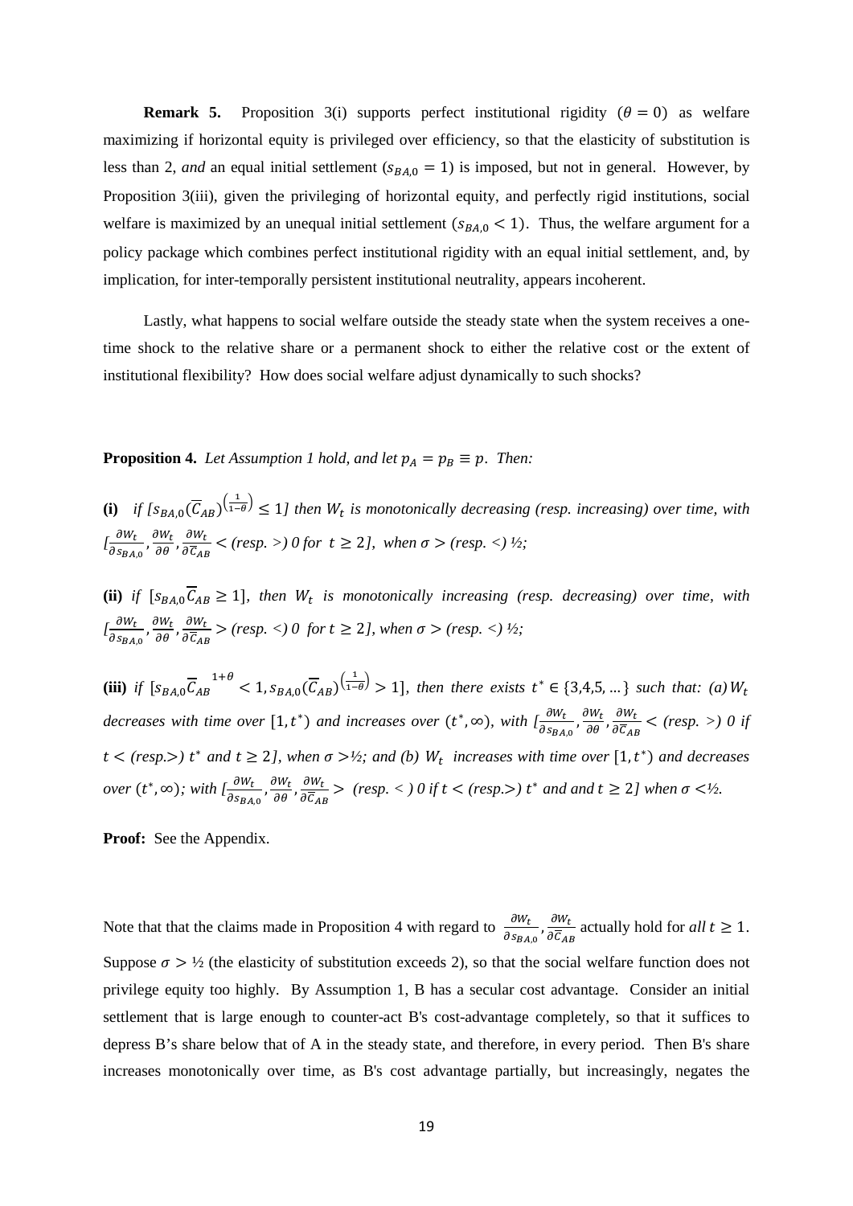**Remark 5.** Proposition 3(i) supports perfect institutional rigidity ($\theta = 0$) as welfare maximizing if horizontal equity is privileged over efficiency, so that the elasticity of substitution is less than 2, *and* an equal initial settlement ($s_{BA,0} = 1$) is imposed, but not in general. However, by Proposition 3(iii), given the privileging of horizontal equity, and perfectly rigid institutions, social welfare is maximized by an unequal initial settlement ($s_{BA,0} < 1$). Thus, the welfare argument for a policy package which combines perfect institutional rigidity with an equal initial settlement, and, by implication, for inter-temporally persistent institutional neutrality, appears incoherent.

Lastly, what happens to social welfare outside the steady state when the system receives a one-time shock to the relative share or a permanent shock to either the relative cost or the extent of institutional flexibility? How does social welfare adjust dynamically to such shocks?

**Proposition 4.** *Let Assumption 1 hold, and let $p_A = p_B \equiv p$. Then:*

**(i)** *if [$s_{BA,0}(\overline{C}_{AB})^{\left(\frac{1}{1-\theta}\right)} \leq 1$] then $W_t$ is monotonically decreasing (resp. increasing) over time, with [$\frac{\partial W_t}{\partial s_{BA,0}}, \frac{\partial W_t}{\partial \theta}, \frac{\partial W_t}{\partial \overline{C}_{AB}} <$ (resp. $>$) 0 for $t \geq 2$], when $\sigma >$ (resp. $<$) ½;*

**(ii)** *if [$s_{BA,0}\overline{C}_{AB} \geq 1$], then $W_t$ is monotonically increasing (resp. decreasing) over time, with [$\frac{\partial W_t}{\partial s_{BA,0}}, \frac{\partial W_t}{\partial \theta}, \frac{\partial W_t}{\partial \overline{C}_{AB}} >$ (resp. $<$) 0 for $t \geq 2$], when $\sigma >$ (resp. $<$) ½;*

**(iii)** *if [$s_{BA,0}\overline{C}_{AB}^{\;1+\theta} < 1, s_{BA,0}(\overline{C}_{AB})^{\left(\frac{1}{1-\theta}\right)} > 1$], then there exists $t^* \in \{3,4,5,\ldots\}$ such that: (a) $W_t$ decreases with time over $[1, t^*)$ and increases over $(t^*, \infty)$, with [$\frac{\partial W_t}{\partial s_{BA,0}}, \frac{\partial W_t}{\partial \theta}, \frac{\partial W_t}{\partial \overline{C}_{AB}} <$ (resp. $>$) 0 if $t <$ (resp.$>$) $t^*$ and $t \geq 2$], when $\sigma >$½; and (b) $W_t$ increases with time over $[1, t^*)$ and decreases over $(t^*, \infty)$; with [$\frac{\partial W_t}{\partial s_{BA,0}}, \frac{\partial W_t}{\partial \theta}, \frac{\partial W_t}{\partial \overline{C}_{AB}} >$ (resp. $<$) 0 if $t <$ (resp.$>$) $t^*$ and and $t \geq 2$] when $\sigma <$½.*

**Proof:** See the Appendix.

Note that that the claims made in Proposition 4 with regard to $\frac{\partial W_t}{\partial s_{BA,0}}, \frac{\partial W_t}{\partial \overline{C}_{AB}}$ actually hold for *all* $t \geq 1$. Suppose $\sigma >$ ½ (the elasticity of substitution exceeds 2), so that the social welfare function does not privilege equity too highly. By Assumption 1, B has a secular cost advantage. Consider an initial settlement that is large enough to counter-act B's cost-advantage completely, so that it suffices to depress B's share below that of A in the steady state, and therefore, in every period. Then B's share increases monotonically over time, as B's cost advantage partially, but increasingly, negates the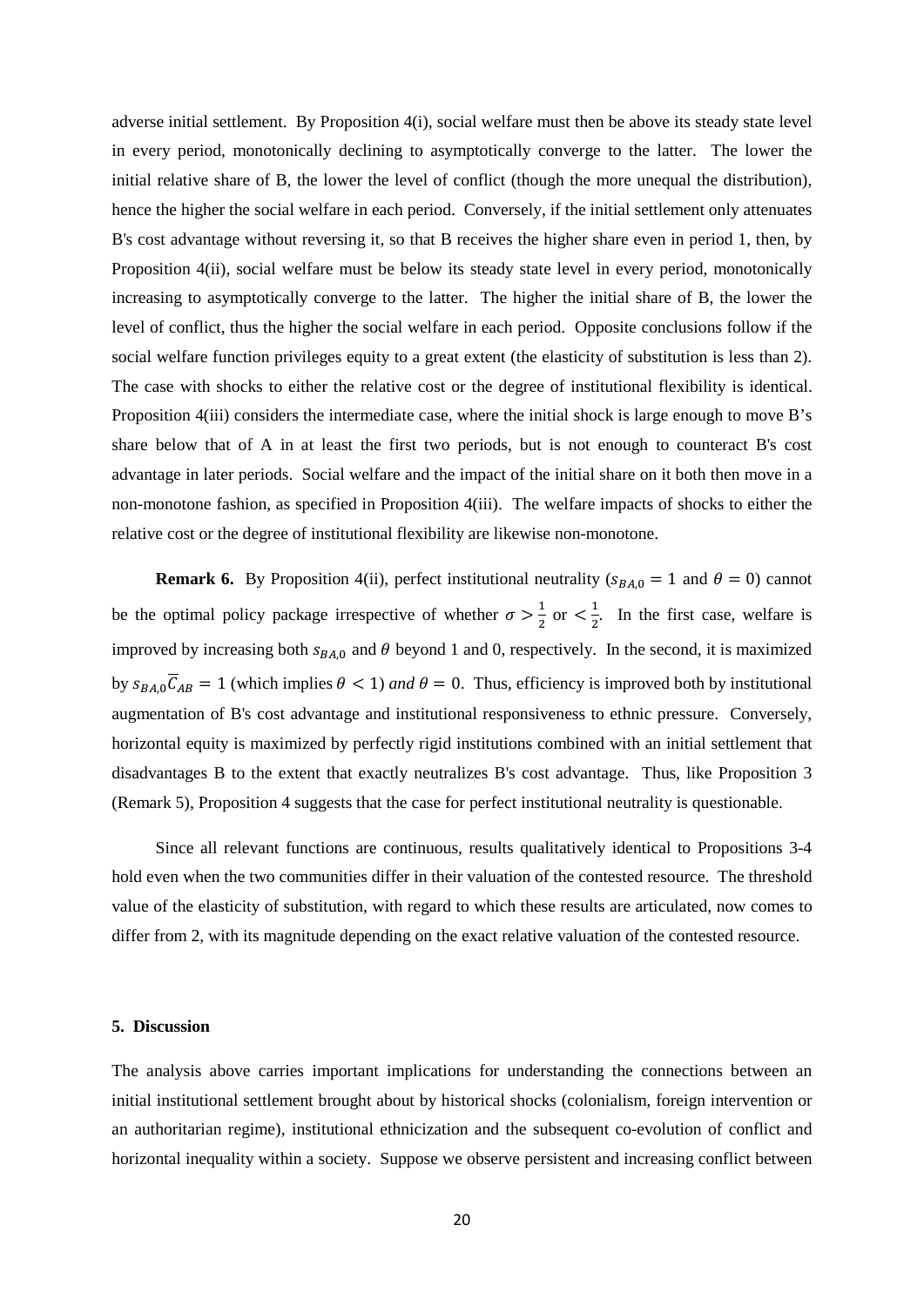adverse initial settlement. By Proposition 4(i), social welfare must then be above its steady state level in every period, monotonically declining to asymptotically converge to the latter. The lower the initial relative share of B, the lower the level of conflict (though the more unequal the distribution), hence the higher the social welfare in each period. Conversely, if the initial settlement only attenuates B's cost advantage without reversing it, so that B receives the higher share even in period 1, then, by Proposition 4(ii), social welfare must be below its steady state level in every period, monotonically increasing to asymptotically converge to the latter. The higher the initial share of B, the lower the level of conflict, thus the higher the social welfare in each period. Opposite conclusions follow if the social welfare function privileges equity to a great extent (the elasticity of substitution is less than 2). The case with shocks to either the relative cost or the degree of institutional flexibility is identical. Proposition 4(iii) considers the intermediate case, where the initial shock is large enough to move B's share below that of A in at least the first two periods, but is not enough to counteract B's cost advantage in later periods. Social welfare and the impact of the initial share on it both then move in a non-monotone fashion, as specified in Proposition 4(iii). The welfare impacts of shocks to either the relative cost or the degree of institutional flexibility are likewise non-monotone.

**Remark 6.** By Proposition 4(ii), perfect institutional neutrality ($s_{BA,0} = 1$ and $\theta = 0$) cannot be the optimal policy package irrespective of whether $\sigma > \frac{1}{2}$ or $< \frac{1}{2}$. In the first case, welfare is improved by increasing both $s_{BA,0}$ and $\theta$ beyond 1 and 0, respectively. In the second, it is maximized by $s_{BA,0}\overline{C}_{AB} = 1$ (which implies $\theta < 1$) *and* $\theta = 0$. Thus, efficiency is improved both by institutional augmentation of B's cost advantage and institutional responsiveness to ethnic pressure. Conversely, horizontal equity is maximized by perfectly rigid institutions combined with an initial settlement that disadvantages B to the extent that exactly neutralizes B's cost advantage. Thus, like Proposition 3 (Remark 5), Proposition 4 suggests that the case for perfect institutional neutrality is questionable.

Since all relevant functions are continuous, results qualitatively identical to Propositions 3-4 hold even when the two communities differ in their valuation of the contested resource. The threshold value of the elasticity of substitution, with regard to which these results are articulated, now comes to differ from 2, with its magnitude depending on the exact relative valuation of the contested resource.

## 5. Discussion

The analysis above carries important implications for understanding the connections between an initial institutional settlement brought about by historical shocks (colonialism, foreign intervention or an authoritarian regime), institutional ethnicization and the subsequent co-evolution of conflict and horizontal inequality within a society. Suppose we observe persistent and increasing conflict between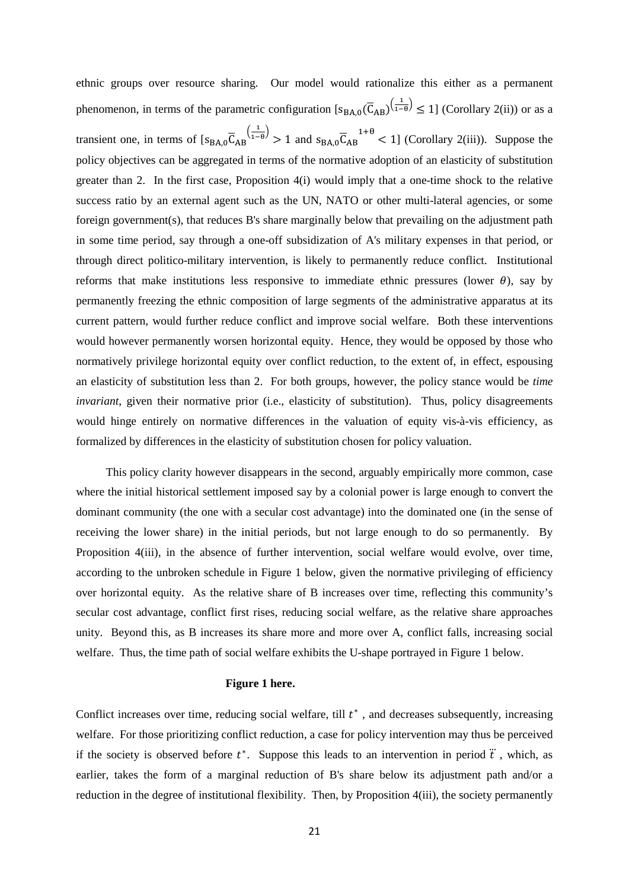ethnic groups over resource sharing. Our model would rationalize this either as a permanent phenomenon, in terms of the parametric configuration $[s_{BA,0}(\overline{C}_{AB})^{\left(\frac{1}{1-\theta}\right)} \leq 1]$ (Corollary 2(ii)) or as a transient one, in terms of $[s_{BA,0}\overline{C}_{AB}{}^{\left(\frac{1}{1-\theta}\right)} > 1$ and $s_{BA,0}\overline{C}_{AB}{}^{1+\theta} < 1]$ (Corollary 2(iii)). Suppose the policy objectives can be aggregated in terms of the normative adoption of an elasticity of substitution greater than 2. In the first case, Proposition 4(i) would imply that a one-time shock to the relative success ratio by an external agent such as the UN, NATO or other multi-lateral agencies, or some foreign government(s), that reduces B's share marginally below that prevailing on the adjustment path in some time period, say through a one-off subsidization of A's military expenses in that period, or through direct politico-military intervention, is likely to permanently reduce conflict. Institutional reforms that make institutions less responsive to immediate ethnic pressures (lower $\theta$), say by permanently freezing the ethnic composition of large segments of the administrative apparatus at its current pattern, would further reduce conflict and improve social welfare. Both these interventions would however permanently worsen horizontal equity. Hence, they would be opposed by those who normatively privilege horizontal equity over conflict reduction, to the extent of, in effect, espousing an elasticity of substitution less than 2. For both groups, however, the policy stance would be *time invariant*, given their normative prior (i.e., elasticity of substitution). Thus, policy disagreements would hinge entirely on normative differences in the valuation of equity vis-à-vis efficiency, as formalized by differences in the elasticity of substitution chosen for policy valuation.

This policy clarity however disappears in the second, arguably empirically more common, case where the initial historical settlement imposed say by a colonial power is large enough to convert the dominant community (the one with a secular cost advantage) into the dominated one (in the sense of receiving the lower share) in the initial periods, but not large enough to do so permanently. By Proposition 4(iii), in the absence of further intervention, social welfare would evolve, over time, according to the unbroken schedule in Figure 1 below, given the normative privileging of efficiency over horizontal equity. As the relative share of B increases over time, reflecting this community's secular cost advantage, conflict first rises, reducing social welfare, as the relative share approaches unity. Beyond this, as B increases its share more and more over A, conflict falls, increasing social welfare. Thus, the time path of social welfare exhibits the U-shape portrayed in Figure 1 below.

**Figure 1 here.**

Conflict increases over time, reducing social welfare, till $t^*$, and decreases subsequently, increasing welfare. For those prioritizing conflict reduction, a case for policy intervention may thus be perceived if the society is observed before $t^*$. Suppose this leads to an intervention in period $\ddot{t}$, which, as earlier, takes the form of a marginal reduction of B's share below its adjustment path and/or a reduction in the degree of institutional flexibility. Then, by Proposition 4(iii), the society permanently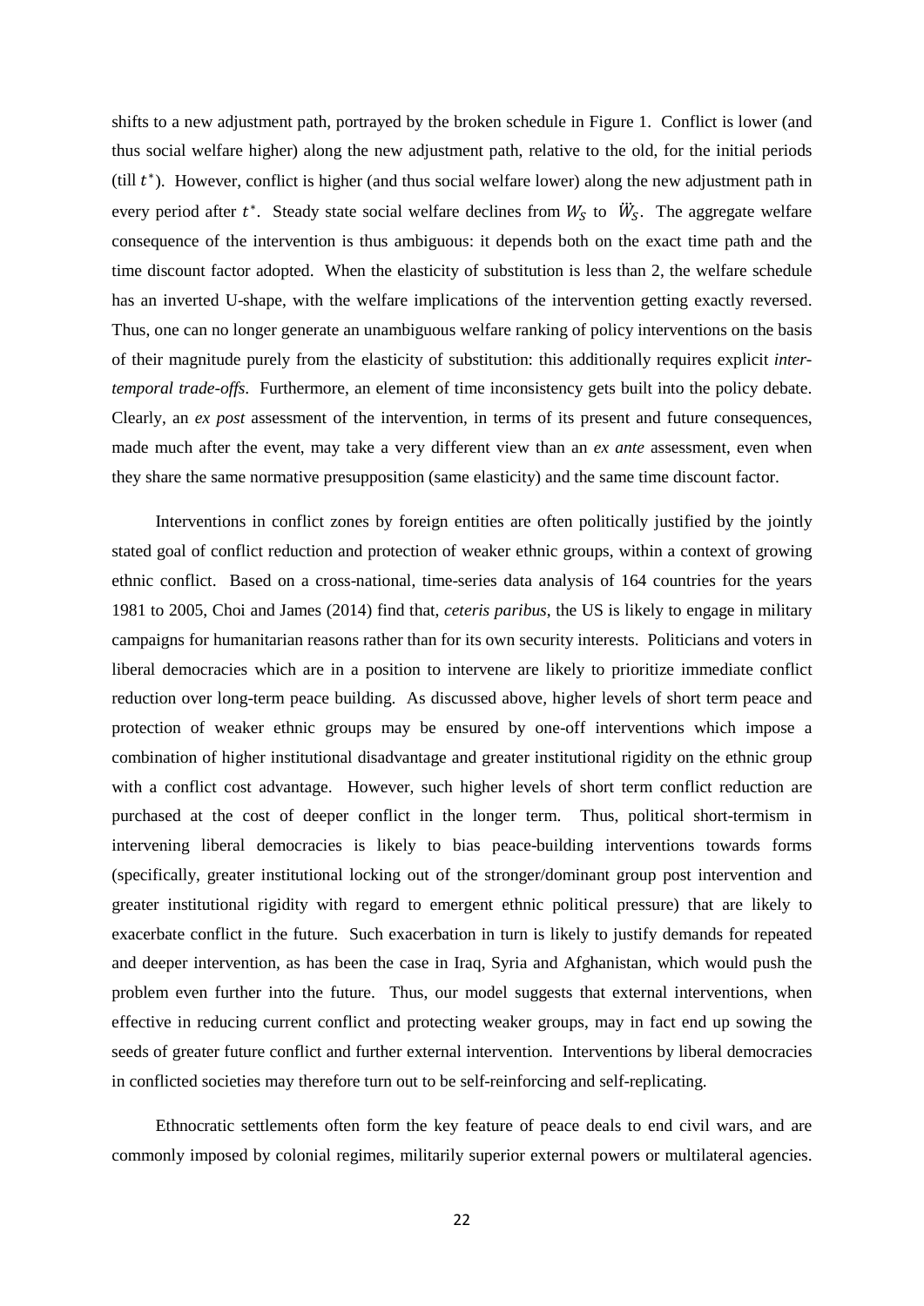shifts to a new adjustment path, portrayed by the broken schedule in Figure 1. Conflict is lower (and thus social welfare higher) along the new adjustment path, relative to the old, for the initial periods (till $t^*$). However, conflict is higher (and thus social welfare lower) along the new adjustment path in every period after $t^*$. Steady state social welfare declines from $W_S$ to $\ddot{W}_S$. The aggregate welfare consequence of the intervention is thus ambiguous: it depends both on the exact time path and the time discount factor adopted. When the elasticity of substitution is less than 2, the welfare schedule has an inverted U-shape, with the welfare implications of the intervention getting exactly reversed. Thus, one can no longer generate an unambiguous welfare ranking of policy interventions on the basis of their magnitude purely from the elasticity of substitution: this additionally requires explicit *inter-temporal trade-offs*. Furthermore, an element of time inconsistency gets built into the policy debate. Clearly, an *ex post* assessment of the intervention, in terms of its present and future consequences, made much after the event, may take a very different view than an *ex ante* assessment, even when they share the same normative presupposition (same elasticity) and the same time discount factor.

Interventions in conflict zones by foreign entities are often politically justified by the jointly stated goal of conflict reduction and protection of weaker ethnic groups, within a context of growing ethnic conflict. Based on a cross-national, time-series data analysis of 164 countries for the years 1981 to 2005, Choi and James (2014) find that, *ceteris paribus*, the US is likely to engage in military campaigns for humanitarian reasons rather than for its own security interests. Politicians and voters in liberal democracies which are in a position to intervene are likely to prioritize immediate conflict reduction over long-term peace building. As discussed above, higher levels of short term peace and protection of weaker ethnic groups may be ensured by one-off interventions which impose a combination of higher institutional disadvantage and greater institutional rigidity on the ethnic group with a conflict cost advantage. However, such higher levels of short term conflict reduction are purchased at the cost of deeper conflict in the longer term. Thus, political short-termism in intervening liberal democracies is likely to bias peace-building interventions towards forms (specifically, greater institutional locking out of the stronger/dominant group post intervention and greater institutional rigidity with regard to emergent ethnic political pressure) that are likely to exacerbate conflict in the future. Such exacerbation in turn is likely to justify demands for repeated and deeper intervention, as has been the case in Iraq, Syria and Afghanistan, which would push the problem even further into the future. Thus, our model suggests that external interventions, when effective in reducing current conflict and protecting weaker groups, may in fact end up sowing the seeds of greater future conflict and further external intervention. Interventions by liberal democracies in conflicted societies may therefore turn out to be self-reinforcing and self-replicating.

Ethnocratic settlements often form the key feature of peace deals to end civil wars, and are commonly imposed by colonial regimes, militarily superior external powers or multilateral agencies.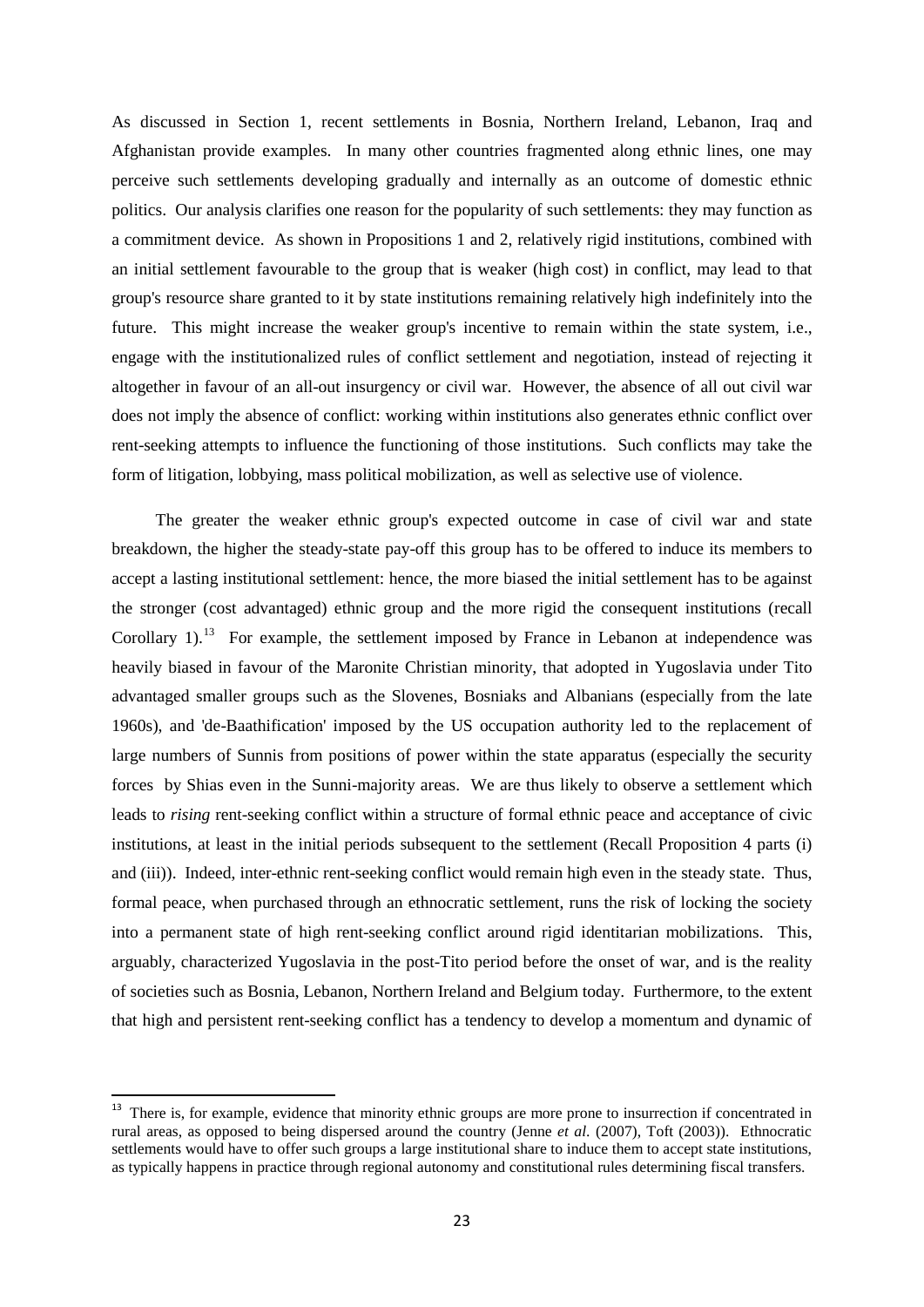As discussed in Section 1, recent settlements in Bosnia, Northern Ireland, Lebanon, Iraq and Afghanistan provide examples. In many other countries fragmented along ethnic lines, one may perceive such settlements developing gradually and internally as an outcome of domestic ethnic politics. Our analysis clarifies one reason for the popularity of such settlements: they may function as a commitment device. As shown in Propositions 1 and 2, relatively rigid institutions, combined with an initial settlement favourable to the group that is weaker (high cost) in conflict, may lead to that group's resource share granted to it by state institutions remaining relatively high indefinitely into the future. This might increase the weaker group's incentive to remain within the state system, i.e., engage with the institutionalized rules of conflict settlement and negotiation, instead of rejecting it altogether in favour of an all-out insurgency or civil war. However, the absence of all out civil war does not imply the absence of conflict: working within institutions also generates ethnic conflict over rent-seeking attempts to influence the functioning of those institutions. Such conflicts may take the form of litigation, lobbying, mass political mobilization, as well as selective use of violence.

The greater the weaker ethnic group's expected outcome in case of civil war and state breakdown, the higher the steady-state pay-off this group has to be offered to induce its members to accept a lasting institutional settlement: hence, the more biased the initial settlement has to be against the stronger (cost advantaged) ethnic group and the more rigid the consequent institutions (recall Corollary 1).[13] For example, the settlement imposed by France in Lebanon at independence was heavily biased in favour of the Maronite Christian minority, that adopted in Yugoslavia under Tito advantaged smaller groups such as the Slovenes, Bosniaks and Albanians (especially from the late 1960s), and 'de-Baathification' imposed by the US occupation authority led to the replacement of large numbers of Sunnis from positions of power within the state apparatus (especially the security forces by Shias even in the Sunni-majority areas. We are thus likely to observe a settlement which leads to *rising* rent-seeking conflict within a structure of formal ethnic peace and acceptance of civic institutions, at least in the initial periods subsequent to the settlement (Recall Proposition 4 parts (i) and (iii)). Indeed, inter-ethnic rent-seeking conflict would remain high even in the steady state. Thus, formal peace, when purchased through an ethnocratic settlement, runs the risk of locking the society into a permanent state of high rent-seeking conflict around rigid identitarian mobilizations. This, arguably, characterized Yugoslavia in the post-Tito period before the onset of war, and is the reality of societies such as Bosnia, Lebanon, Northern Ireland and Belgium today. Furthermore, to the extent that high and persistent rent-seeking conflict has a tendency to develop a momentum and dynamic of

[13] There is, for example, evidence that minority ethnic groups are more prone to insurrection if concentrated in rural areas, as opposed to being dispersed around the country (Jenne *et al.* (2007), Toft (2003)). Ethnocratic settlements would have to offer such groups a large institutional share to induce them to accept state institutions, as typically happens in practice through regional autonomy and constitutional rules determining fiscal transfers.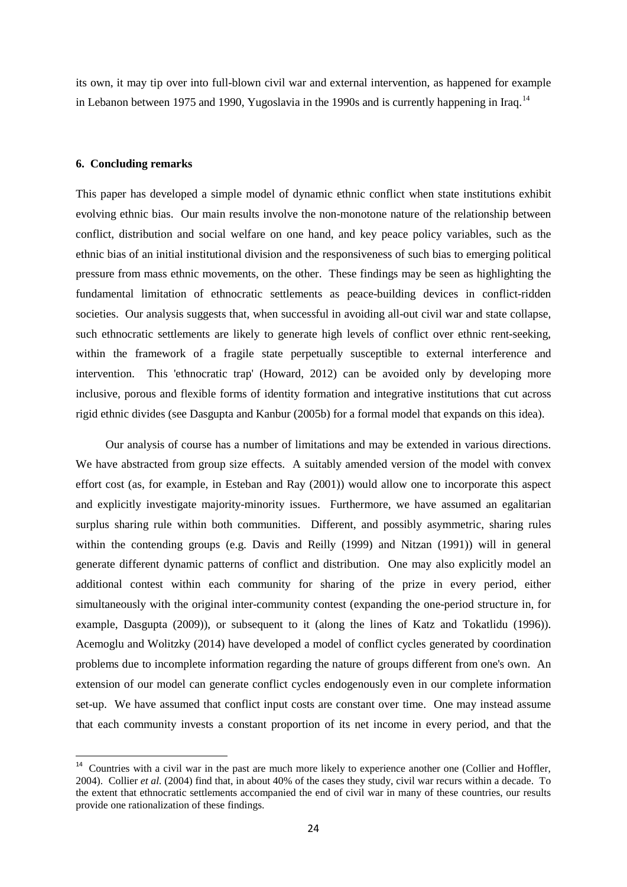its own, it may tip over into full-blown civil war and external intervention, as happened for example in Lebanon between 1975 and 1990, Yugoslavia in the 1990s and is currently happening in Iraq.[14]

## 6. Concluding remarks

This paper has developed a simple model of dynamic ethnic conflict when state institutions exhibit evolving ethnic bias. Our main results involve the non-monotone nature of the relationship between conflict, distribution and social welfare on one hand, and key peace policy variables, such as the ethnic bias of an initial institutional division and the responsiveness of such bias to emerging political pressure from mass ethnic movements, on the other. These findings may be seen as highlighting the fundamental limitation of ethnocratic settlements as peace-building devices in conflict-ridden societies. Our analysis suggests that, when successful in avoiding all-out civil war and state collapse, such ethnocratic settlements are likely to generate high levels of conflict over ethnic rent-seeking, within the framework of a fragile state perpetually susceptible to external interference and intervention. This 'ethnocratic trap' (Howard, 2012) can be avoided only by developing more inclusive, porous and flexible forms of identity formation and integrative institutions that cut across rigid ethnic divides (see Dasgupta and Kanbur (2005b) for a formal model that expands on this idea).

Our analysis of course has a number of limitations and may be extended in various directions. We have abstracted from group size effects. A suitably amended version of the model with convex effort cost (as, for example, in Esteban and Ray (2001)) would allow one to incorporate this aspect and explicitly investigate majority-minority issues. Furthermore, we have assumed an egalitarian surplus sharing rule within both communities. Different, and possibly asymmetric, sharing rules within the contending groups (e.g. Davis and Reilly (1999) and Nitzan (1991)) will in general generate different dynamic patterns of conflict and distribution. One may also explicitly model an additional contest within each community for sharing of the prize in every period, either simultaneously with the original inter-community contest (expanding the one-period structure in, for example, Dasgupta (2009)), or subsequent to it (along the lines of Katz and Tokatlidu (1996)). Acemoglu and Wolitzky (2014) have developed a model of conflict cycles generated by coordination problems due to incomplete information regarding the nature of groups different from one's own. An extension of our model can generate conflict cycles endogenously even in our complete information set-up. We have assumed that conflict input costs are constant over time. One may instead assume that each community invests a constant proportion of its net income in every period, and that the

[14] Countries with a civil war in the past are much more likely to experience another one (Collier and Hoffler, 2004). Collier *et al.* (2004) find that, in about 40% of the cases they study, civil war recurs within a decade. To the extent that ethnocratic settlements accompanied the end of civil war in many of these countries, our results provide one rationalization of these findings.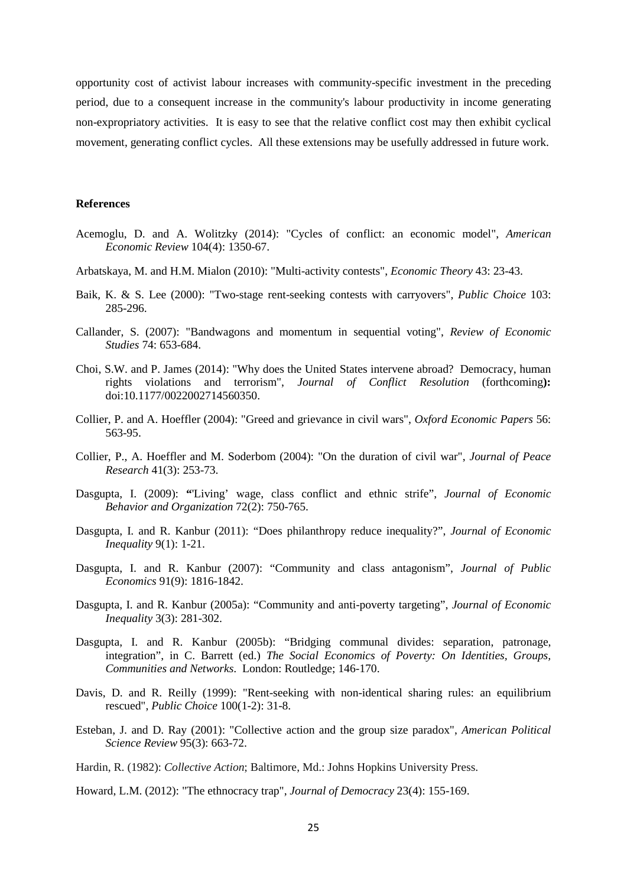opportunity cost of activist labour increases with community-specific investment in the preceding period, due to a consequent increase in the community's labour productivity in income generating non-expropriatory activities. It is easy to see that the relative conflict cost may then exhibit cyclical movement, generating conflict cycles. All these extensions may be usefully addressed in future work.

**References**

Acemoglu, D. and A. Wolitzky (2014): "Cycles of conflict: an economic model", *American Economic Review* 104(4): 1350-67.

Arbatskaya, M. and H.M. Mialon (2010): "Multi-activity contests", *Economic Theory* 43: 23-43.

Baik, K. & S. Lee (2000): "Two-stage rent-seeking contests with carryovers", *Public Choice* 103: 285-296.

Callander, S. (2007): "Bandwagons and momentum in sequential voting", *Review of Economic Studies* 74: 653-684.

Choi, S.W. and P. James (2014): "Why does the United States intervene abroad? Democracy, human rights violations and terrorism", *Journal of Conflict Resolution* (forthcoming**):** doi:10.1177/0022002714560350.

Collier, P. and A. Hoeffler (2004): "Greed and grievance in civil wars", *Oxford Economic Papers* 56: 563-95.

Collier, P., A. Hoeffler and M. Soderbom (2004): "On the duration of civil war", *Journal of Peace Research* 41(3): 253-73.

Dasgupta, I. (2009): **"**'Living' wage, class conflict and ethnic strife", *Journal of Economic Behavior and Organization* 72(2): 750-765.

Dasgupta, I. and R. Kanbur (2011): "Does philanthropy reduce inequality?", *Journal of Economic Inequality* 9(1): 1-21.

Dasgupta, I. and R. Kanbur (2007): "Community and class antagonism", *Journal of Public Economics* 91(9): 1816-1842.

Dasgupta, I. and R. Kanbur (2005a): "Community and anti-poverty targeting", *Journal of Economic Inequality* 3(3): 281-302.

Dasgupta, I. and R. Kanbur (2005b): "Bridging communal divides: separation, patronage, integration", in C. Barrett (ed.) *The Social Economics of Poverty: On Identities, Groups, Communities and Networks*. London: Routledge; 146-170.

Davis, D. and R. Reilly (1999): "Rent-seeking with non-identical sharing rules: an equilibrium rescued", *Public Choice* 100(1-2): 31-8.

Esteban, J. and D. Ray (2001): "Collective action and the group size paradox", *American Political Science Review* 95(3): 663-72.

Hardin, R. (1982): *Collective Action*; Baltimore, Md.: Johns Hopkins University Press.

Howard, L.M. (2012): "The ethnocracy trap", *Journal of Democracy* 23(4): 155-169.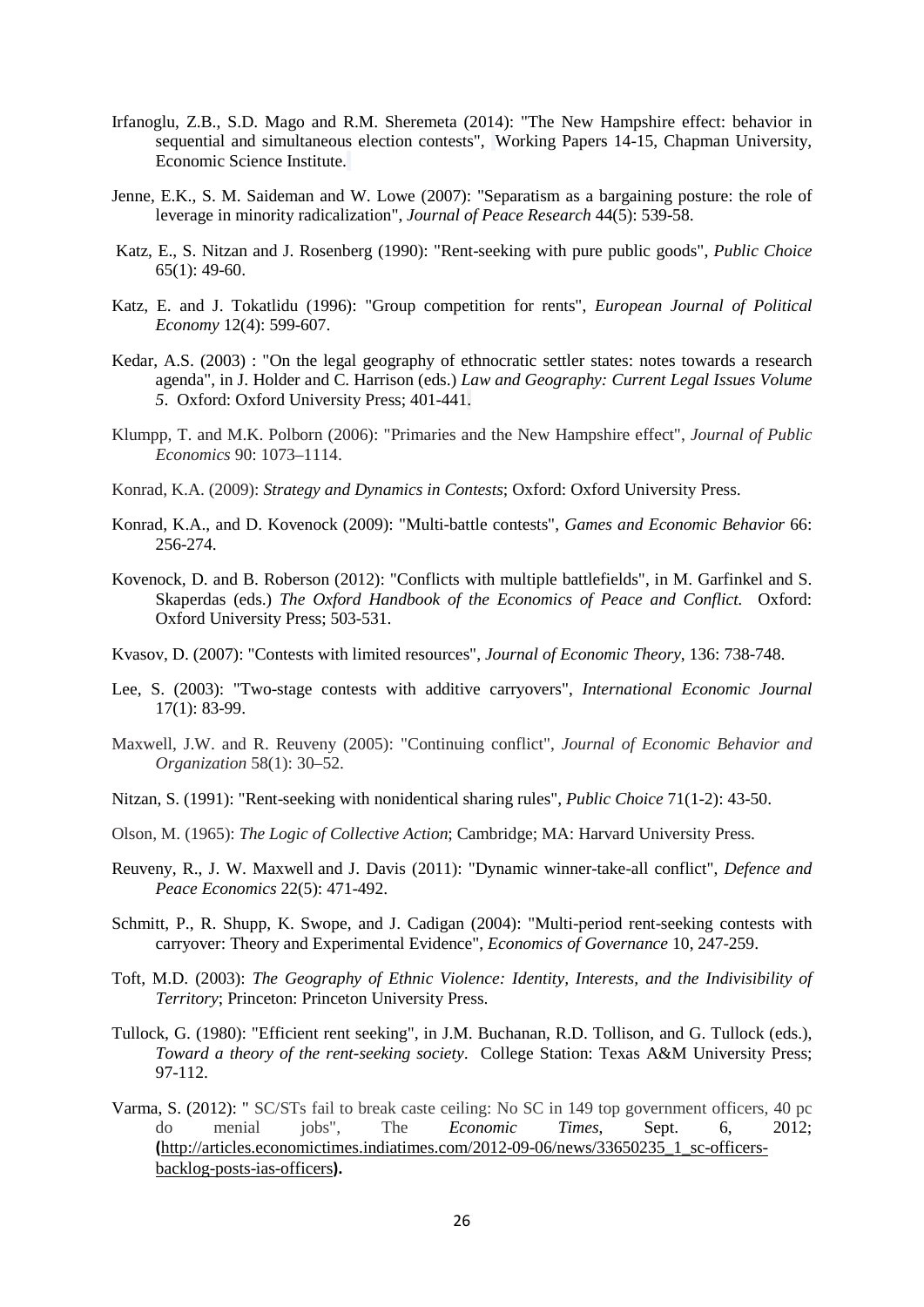Irfanoglu, Z.B., S.D. Mago and R.M. Sheremeta (2014): "The New Hampshire effect: behavior in sequential and simultaneous election contests", Working Papers 14-15, Chapman University, Economic Science Institute.

Jenne, E.K., S. M. Saideman and W. Lowe (2007): "Separatism as a bargaining posture: the role of leverage in minority radicalization", *Journal of Peace Research* 44(5): 539-58.

Katz, E., S. Nitzan and J. Rosenberg (1990): "Rent-seeking with pure public goods", *Public Choice* 65(1): 49-60.

Katz, E. and J. Tokatlidu (1996): "Group competition for rents", *European Journal of Political Economy* 12(4): 599-607.

Kedar, A.S. (2003) : "On the legal geography of ethnocratic settler states: notes towards a research agenda", in J. Holder and C. Harrison (eds.) *Law and Geography: Current Legal Issues Volume 5*. Oxford: Oxford University Press; 401-441.

Klumpp, T. and M.K. Polborn (2006): "Primaries and the New Hampshire effect", *Journal of Public Economics* 90: 1073–1114.

Konrad, K.A. (2009): *Strategy and Dynamics in Contests*; Oxford: Oxford University Press.

Konrad, K.A., and D. Kovenock (2009): "Multi-battle contests", *Games and Economic Behavior* 66: 256-274.

Kovenock, D. and B. Roberson (2012): "Conflicts with multiple battlefields", in M. Garfinkel and S. Skaperdas (eds.) *The Oxford Handbook of the Economics of Peace and Conflict.* Oxford: Oxford University Press; 503-531.

Kvasov, D. (2007): "Contests with limited resources", *Journal of Economic Theory*, 136: 738-748.

Lee, S. (2003): "Two-stage contests with additive carryovers", *International Economic Journal* 17(1): 83-99.

Maxwell, J.W. and R. Reuveny (2005): "Continuing conflict", *Journal of Economic Behavior and Organization* 58(1): 30–52.

Nitzan, S. (1991): "Rent-seeking with nonidentical sharing rules", *Public Choice* 71(1-2): 43-50.

Olson, M. (1965): *The Logic of Collective Action*; Cambridge; MA: Harvard University Press.

Reuveny, R., J. W. Maxwell and J. Davis (2011): "Dynamic winner-take-all conflict", *Defence and Peace Economics* 22(5): 471-492.

Schmitt, P., R. Shupp, K. Swope, and J. Cadigan (2004): "Multi-period rent-seeking contests with carryover: Theory and Experimental Evidence", *Economics of Governance* 10, 247-259.

Toft, M.D. (2003): *The Geography of Ethnic Violence: Identity, Interests, and the Indivisibility of Territory*; Princeton: Princeton University Press.

Tullock, G. (1980): "Efficient rent seeking", in J.M. Buchanan, R.D. Tollison, and G. Tullock (eds.), *Toward a theory of the rent-seeking society*. College Station: Texas A&M University Press; 97-112.

Varma, S. (2012): " SC/STs fail to break caste ceiling: No SC in 149 top government officers, 40 pc do menial jobs", The *Economic Times*, Sept. 6, 2012; **(**http://articles.economictimes.indiatimes.com/2012-09-06/news/33650235_1_sc-officers-backlog-posts-ias-officers**).**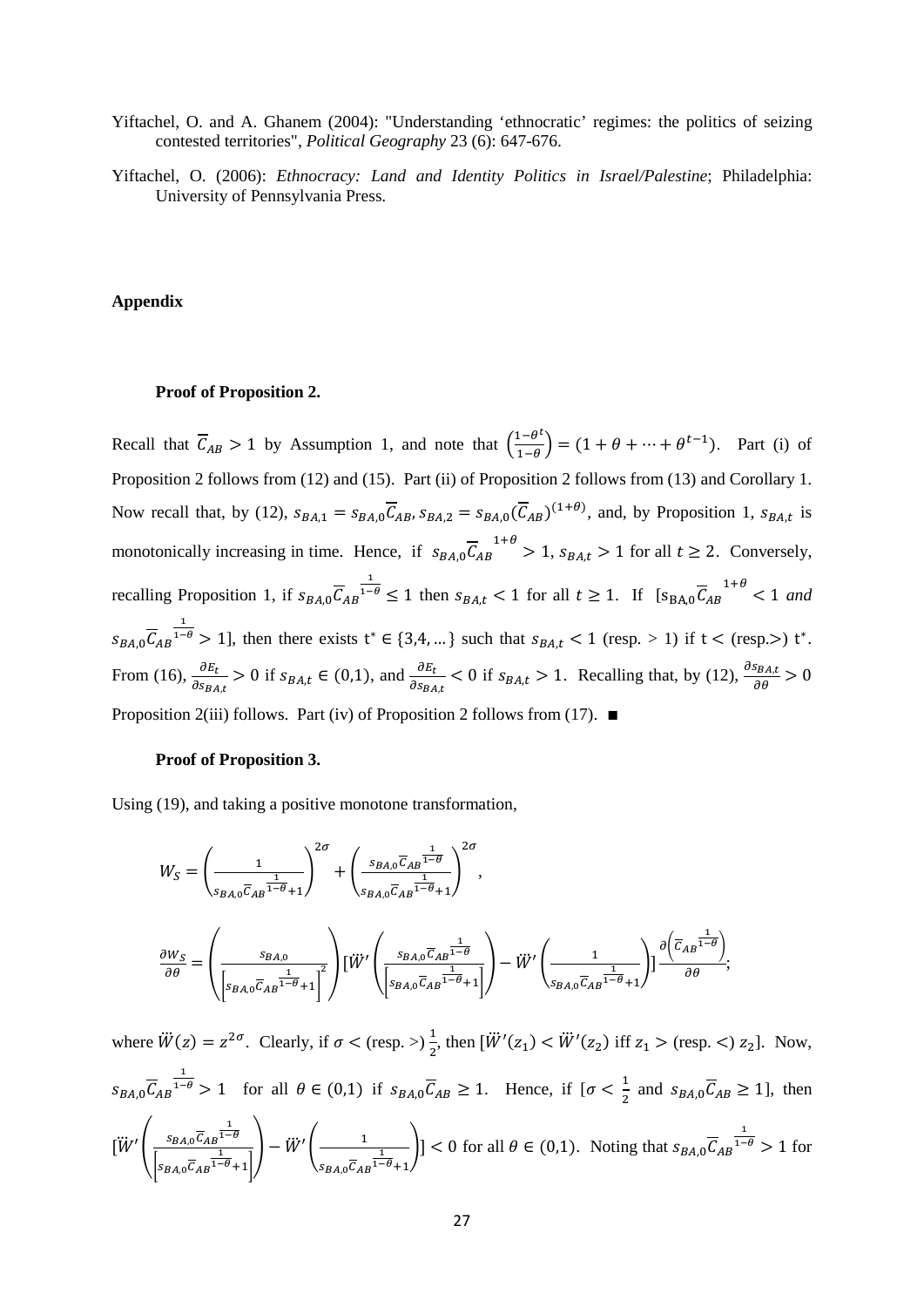Yiftachel, O. and A. Ghanem (2004): "Understanding 'ethnocratic' regimes: the politics of seizing contested territories", *Political Geography* 23 (6): 647-676.

Yiftachel, O. (2006): *Ethnocracy: Land and Identity Politics in Israel/Palestine*; Philadelphia: University of Pennsylvania Press.

## Appendix

### Proof of Proposition 2.

Recall that $\overline{C}_{AB} > 1$ by Assumption 1, and note that $\left(\frac{1-\theta^t}{1-\theta}\right) = (1+\theta+\cdots+\theta^{t-1})$. Part (i) of Proposition 2 follows from (12) and (15). Part (ii) of Proposition 2 follows from (13) and Corollary 1. Now recall that, by (12), $s_{BA,1} = s_{BA,0}\overline{C}_{AB}$, $s_{BA,2} = s_{BA,0}(\overline{C}_{AB})^{(1+\theta)}$, and, by Proposition 1, $s_{BA,t}$ is monotonically increasing in time. Hence, if $s_{BA,0}\overline{C}_{AB}^{\;1+\theta} > 1$, $s_{BA,t} > 1$ for all $t \geq 2$. Conversely, recalling Proposition 1, if $s_{BA,0}\overline{C}_{AB}^{\frac{1}{1-\theta}} \leq 1$ then $s_{BA,t} < 1$ for all $t \geq 1$. If $[s_{BA,0}\overline{C}_{AB}^{\;1+\theta} < 1$ *and* $s_{BA,0}\overline{C}_{AB}^{\frac{1}{1-\theta}} > 1]$, then there exists $t^* \in \{3,4,\dots\}$ such that $s_{BA,t} < 1$ (resp. $>$ 1) if $t <$ (resp.$>$) $t^*$. From (16), $\frac{\partial E_t}{\partial s_{BA,t}} > 0$ if $s_{BA,t} \in (0,1)$, and $\frac{\partial E_t}{\partial s_{BA,t}} < 0$ if $s_{BA,t} > 1$. Recalling that, by (12), $\frac{\partial s_{BA,t}}{\partial \theta} > 0$ Proposition 2(iii) follows. Part (iv) of Proposition 2 follows from (17). ■

### Proof of Proposition 3.

Using (19), and taking a positive monotone transformation,

$$W_S = \left(\frac{1}{s_{BA,0}\overline{C}_{AB}^{\frac{1}{1-\theta}}+1}\right)^{2\sigma} + \left(\frac{s_{BA,0}\overline{C}_{AB}^{\frac{1}{1-\theta}}}{s_{BA,0}\overline{C}_{AB}^{\frac{1}{1-\theta}}+1}\right)^{2\sigma},$$

$$\frac{\partial W_S}{\partial \theta} = \left(\frac{s_{BA,0}}{\left[s_{BA,0}\overline{C}_{AB}^{\frac{1}{1-\theta}}+1\right]^2}\right)\left[\ddot{W}'\left(\frac{s_{BA,0}\overline{C}_{AB}^{\frac{1}{1-\theta}}}{\left[s_{BA,0}\overline{C}_{AB}^{\frac{1}{1-\theta}}+1\right]}\right) - \ddot{W}'\left(\frac{1}{s_{BA,0}\overline{C}_{AB}^{\frac{1}{1-\theta}}+1}\right)\right]\frac{\partial\left(\overline{C}_{AB}^{\frac{1}{1-\theta}}\right)}{\partial \theta};$$

where $\ddot{W}(z) = z^{2\sigma}$. Clearly, if $\sigma <$ (resp. $>$) $\frac{1}{2}$, then $[\ddot{W}'(z_1) < \ddot{W}'(z_2)$ iff $z_1 >$ (resp. $<$) $z_2]$. Now, $s_{BA,0}\overline{C}_{AB}^{\frac{1}{1-\theta}} > 1$ for all $\theta \in (0,1)$ if $s_{BA,0}\overline{C}_{AB} \geq 1$. Hence, if $[\sigma < \frac{1}{2}$ and $s_{BA,0}\overline{C}_{AB} \geq 1]$, then $\left[\ddot{W}'\left(\frac{s_{BA,0}\overline{C}_{AB}^{\frac{1}{1-\theta}}}{\left[s_{BA,0}\overline{C}_{AB}^{\frac{1}{1-\theta}}+1\right]}\right) - \ddot{W}'\left(\frac{1}{s_{BA,0}\overline{C}_{AB}^{\frac{1}{1-\theta}}+1}\right)\right] < 0$ for all $\theta \in (0,1)$. Noting that $s_{BA,0}\overline{C}_{AB}^{\frac{1}{1-\theta}} > 1$ for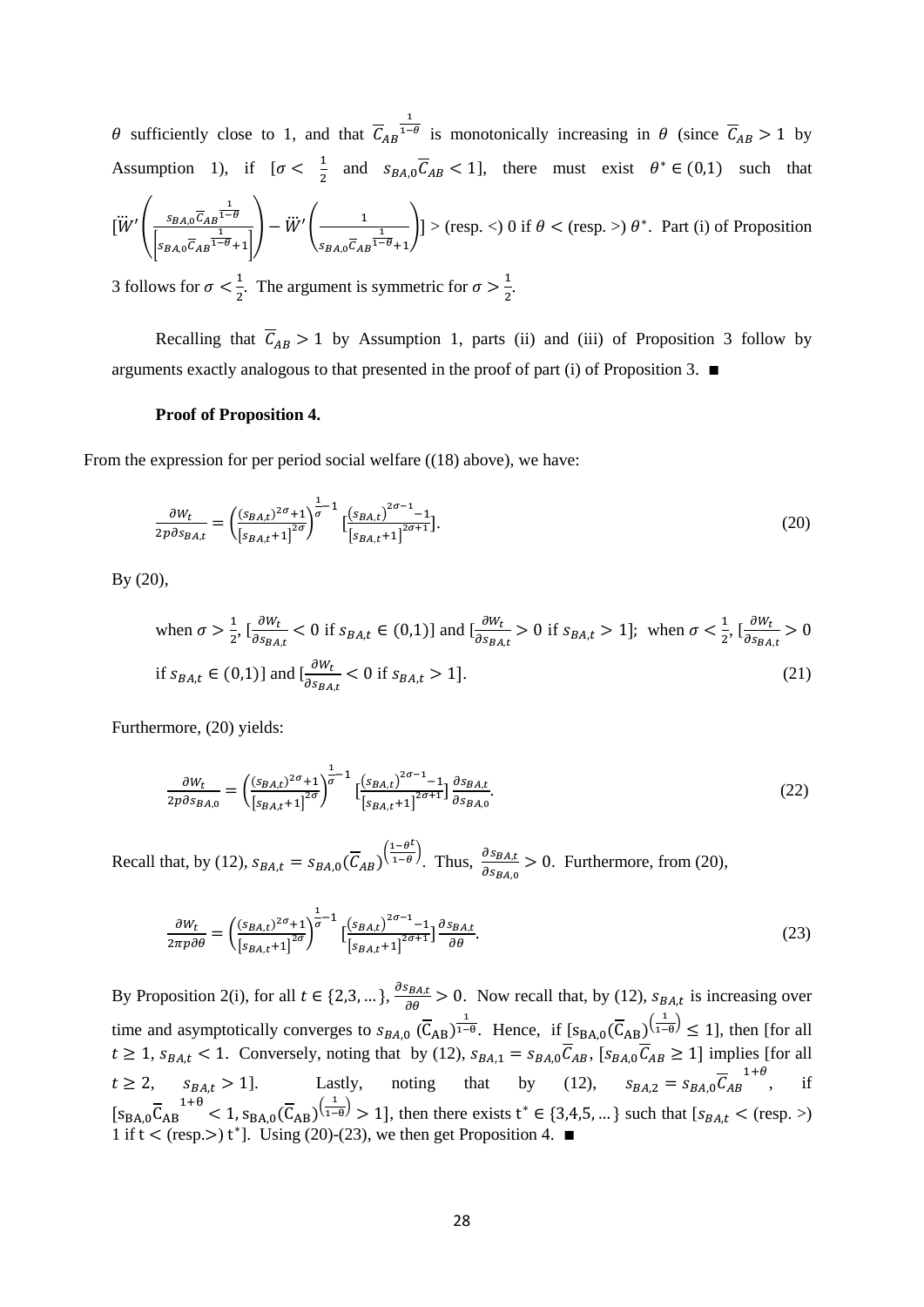$\theta$ sufficiently close to 1, and that $\overline{C}_{AB}^{\frac{1}{1-\theta}}$ is monotonically increasing in $\theta$ (since $\overline{C}_{AB} > 1$ by Assumption 1), if $[\sigma < \frac{1}{2}$ and $s_{BA,0}\overline{C}_{AB} < 1]$, there must exist $\theta^* \in (0,1)$ such that $[\ddot{W}'\left(\frac{s_{BA,0}\overline{C}_{AB}^{\frac{1}{1-\theta}}}{\left[s_{BA,0}\overline{C}_{AB}^{\frac{1}{1-\theta}}+1\right]}\right) - \ddot{W}'\left(\frac{1}{s_{BA,0}\overline{C}_{AB}^{\frac{1}{1-\theta}}+1}\right)] >$ (resp. <) 0 if $\theta <$ (resp. >) $\theta^*$. Part (i) of Proposition 3 follows for $\sigma < \frac{1}{2}$. The argument is symmetric for $\sigma > \frac{1}{2}$.

Recalling that $\overline{C}_{AB} > 1$ by Assumption 1, parts (ii) and (iii) of Proposition 3 follow by arguments exactly analogous to that presented in the proof of part (i) of Proposition 3. ■

**Proof of Proposition 4.**

From the expression for per period social welfare ((18) above), we have:

$$\frac{\partial W_t}{2p\partial s_{BA,t}} = \left(\frac{(s_{BA,t})^{2\sigma}+1}{[s_{BA,t}+1]^{2\sigma}}\right)^{\frac{1}{\sigma}-1}\left[\frac{(s_{BA,t})^{2\sigma-1}-1}{[s_{BA,t}+1]^{2\sigma+1}}\right]. \tag{20}$$

By (20),

when $\sigma > \frac{1}{2}$, $[\frac{\partial W_t}{\partial s_{BA,t}} < 0$ if $s_{BA,t} \in (0,1)]$ and $[\frac{\partial W_t}{\partial s_{BA,t}} > 0$ if $s_{BA,t} > 1]$; when $\sigma < \frac{1}{2}$, $[\frac{\partial W_t}{\partial s_{BA,t}} > 0$ if $s_{BA,t} \in (0,1)]$ and $[\frac{\partial W_t}{\partial s_{BA,t}} < 0$ if $s_{BA,t} > 1]$. (21)

Furthermore, (20) yields:

$$\frac{\partial W_t}{2p\partial s_{BA,0}} = \left(\frac{(s_{BA,t})^{2\sigma}+1}{[s_{BA,t}+1]^{2\sigma}}\right)^{\frac{1}{\sigma}-1}\left[\frac{(s_{BA,t})^{2\sigma-1}-1}{[s_{BA,t}+1]^{2\sigma+1}}\right]\frac{\partial s_{BA,t}}{\partial s_{BA,0}}. \tag{22}$$

Recall that, by (12), $s_{BA,t} = s_{BA,0}(\overline{C}_{AB})^{\left(\frac{1-\theta^t}{1-\theta}\right)}$. Thus, $\frac{\partial s_{BA,t}}{\partial s_{BA,0}} > 0$. Furthermore, from (20),

$$\frac{\partial W_t}{2\pi p\partial\theta} = \left(\frac{(s_{BA,t})^{2\sigma}+1}{[s_{BA,t}+1]^{2\sigma}}\right)^{\frac{1}{\sigma}-1}\left[\frac{(s_{BA,t})^{2\sigma-1}-1}{[s_{BA,t}+1]^{2\sigma+1}}\right]\frac{\partial s_{BA,t}}{\partial\theta}. \tag{23}$$

By Proposition 2(i), for all $t \in \{2,3,\ldots\}$, $\frac{\partial s_{BA,t}}{\partial\theta} > 0$. Now recall that, by (12), $s_{BA,t}$ is increasing over time and asymptotically converges to $s_{BA,0}\,(\overline{C}_{AB})^{\frac{1}{1-\theta}}$. Hence, if $[s_{BA,0}(\overline{C}_{AB})^{\left(\frac{1}{1-\theta}\right)} \leq 1]$, then [for all $t \geq 1$, $s_{BA,t} < 1$. Conversely, noting that by (12), $s_{BA,1} = s_{BA,0}\overline{C}_{AB}$, $[s_{BA,0}\overline{C}_{AB} \geq 1]$ implies [for all $t \geq 2$, $s_{BA,t} > 1$]. Lastly, noting that by (12), $s_{BA,2} = s_{BA,0}\overline{C}_{AB}^{\;1+\theta}$, if $[s_{BA,0}\overline{C}_{AB}^{\;1+\theta} < 1, s_{BA,0}(\overline{C}_{AB})^{\left(\frac{1}{1-\theta}\right)} > 1]$, then there exists $t^* \in \{3,4,5,\ldots\}$ such that $[s_{BA,t} <$ (resp. >) 1 if $t <$ (resp.>) $t^*$]. Using (20)-(23), we then get Proposition 4. ■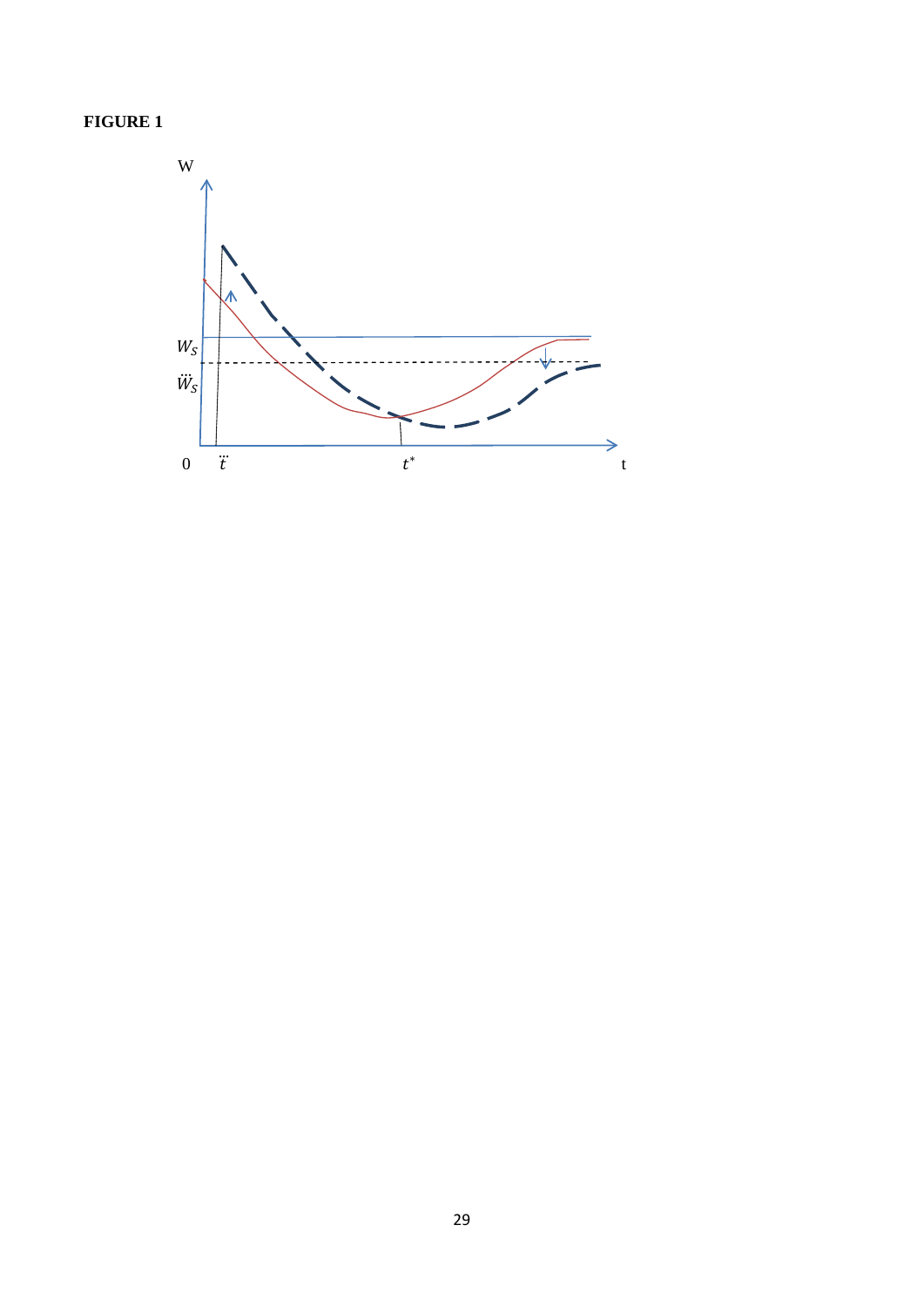**FIGURE 1**

W

$W_S$

$\ddot{W}_S$

0

$\ddot{t}$

$t^*$

t